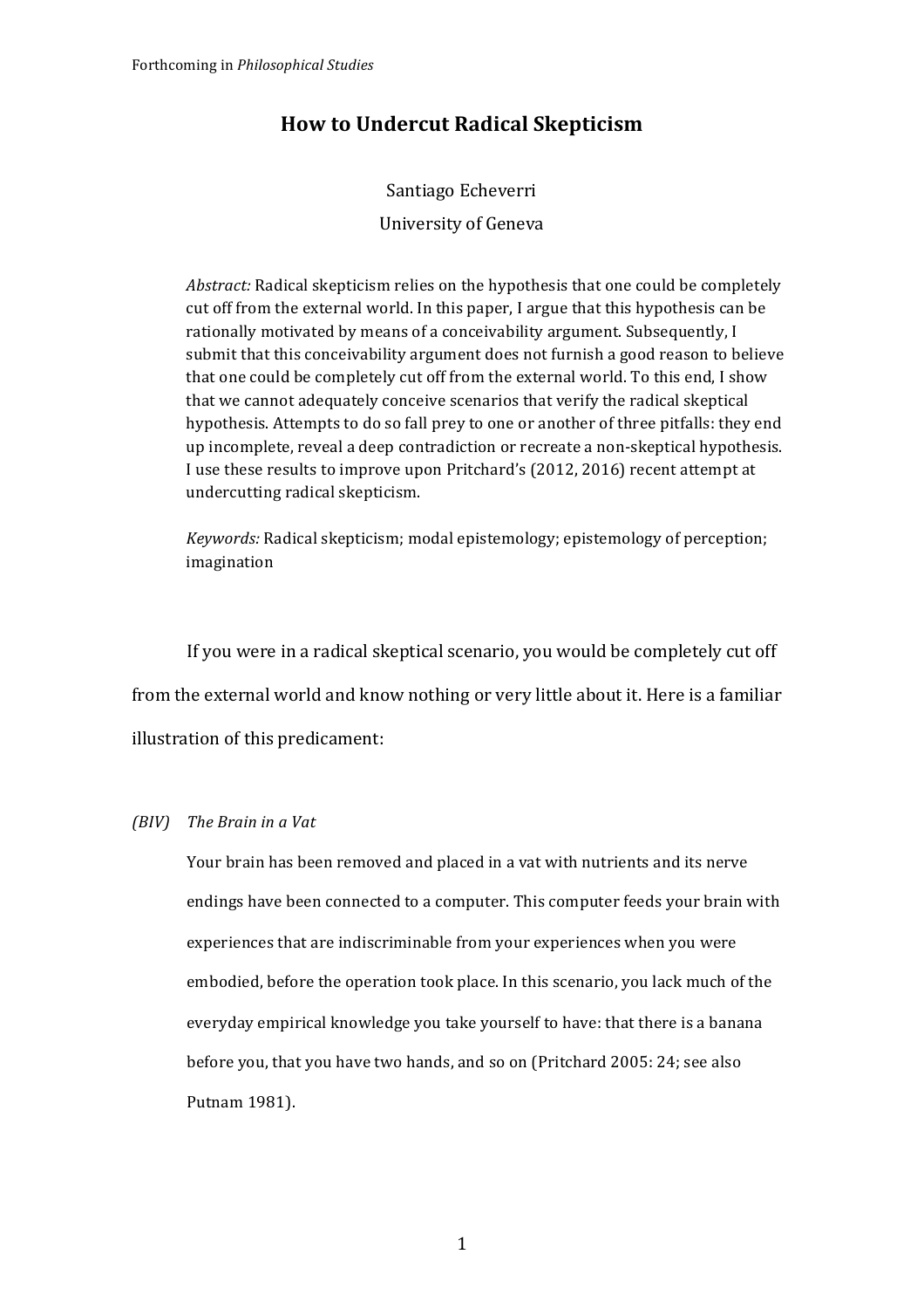Forthcoming in *Philosophical Studies*

# How to Undercut Radical Skepticism

Santiago Echeverri

University of Geneva

> *Abstract:* Radical skepticism relies on the hypothesis that one could be completely cut off from the external world. In this paper, I argue that this hypothesis can be rationally motivated by means of a conceivability argument. Subsequently, I submit that this conceivability argument does not furnish a good reason to believe that one could be completely cut off from the external world. To this end, I show that we cannot adequately conceive scenarios that verify the radical skeptical hypothesis. Attempts to do so fall prey to one or another of three pitfalls: they end up incomplete, reveal a deep contradiction or recreate a non-skeptical hypothesis. I use these results to improve upon Pritchard's (2012, 2016) recent attempt at undercutting radical skepticism.
>
> *Keywords:* Radical skepticism; modal epistemology; epistemology of perception; imagination

If you were in a radical skeptical scenario, you would be completely cut off from the external world and know nothing or very little about it. Here is a familiar illustration of this predicament:

*(BIV) The Brain in a Vat*

> Your brain has been removed and placed in a vat with nutrients and its nerve endings have been connected to a computer. This computer feeds your brain with experiences that are indiscriminable from your experiences when you were embodied, before the operation took place. In this scenario, you lack much of the everyday empirical knowledge you take yourself to have: that there is a banana before you, that you have two hands, and so on (Pritchard 2005: 24; see also Putnam 1981).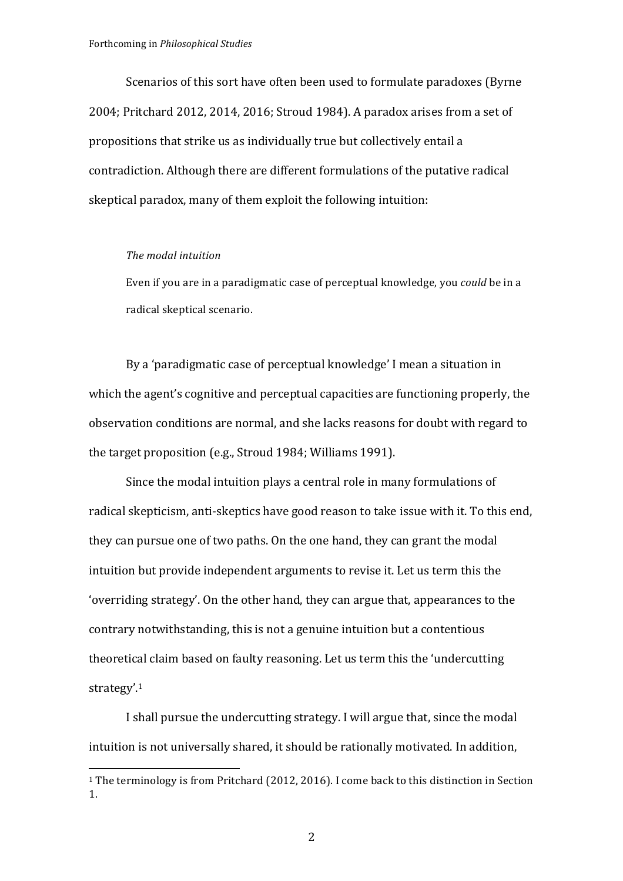Scenarios of this sort have often been used to formulate paradoxes (Byrne 2004; Pritchard 2012, 2014, 2016; Stroud 1984). A paradox arises from a set of propositions that strike us as individually true but collectively entail a contradiction. Although there are different formulations of the putative radical skeptical paradox, many of them exploit the following intuition:

> *The modal intuition*
>
> Even if you are in a paradigmatic case of perceptual knowledge, you *could* be in a radical skeptical scenario.

By a 'paradigmatic case of perceptual knowledge' I mean a situation in which the agent's cognitive and perceptual capacities are functioning properly, the observation conditions are normal, and she lacks reasons for doubt with regard to the target proposition (e.g., Stroud 1984; Williams 1991).

Since the modal intuition plays a central role in many formulations of radical skepticism, anti-skeptics have good reason to take issue with it. To this end, they can pursue one of two paths. On the one hand, they can grant the modal intuition but provide independent arguments to revise it. Let us term this the 'overriding strategy'. On the other hand, they can argue that, appearances to the contrary notwithstanding, this is not a genuine intuition but a contentious theoretical claim based on faulty reasoning. Let us term this the 'undercutting strategy'.[1]

I shall pursue the undercutting strategy. I will argue that, since the modal intuition is not universally shared, it should be rationally motivated. In addition,

[1] The terminology is from Pritchard (2012, 2016). I come back to this distinction in Section 1.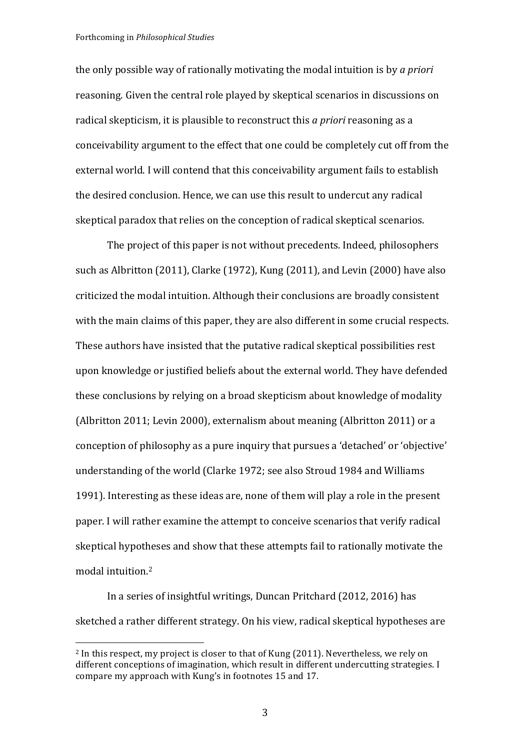the only possible way of rationally motivating the modal intuition is by *a priori* reasoning. Given the central role played by skeptical scenarios in discussions on radical skepticism, it is plausible to reconstruct this *a priori* reasoning as a conceivability argument to the effect that one could be completely cut off from the external world. I will contend that this conceivability argument fails to establish the desired conclusion. Hence, we can use this result to undercut any radical skeptical paradox that relies on the conception of radical skeptical scenarios.

The project of this paper is not without precedents. Indeed, philosophers such as Albritton (2011), Clarke (1972), Kung (2011), and Levin (2000) have also criticized the modal intuition. Although their conclusions are broadly consistent with the main claims of this paper, they are also different in some crucial respects. These authors have insisted that the putative radical skeptical possibilities rest upon knowledge or justified beliefs about the external world. They have defended these conclusions by relying on a broad skepticism about knowledge of modality (Albritton 2011; Levin 2000), externalism about meaning (Albritton 2011) or a conception of philosophy as a pure inquiry that pursues a 'detached' or 'objective' understanding of the world (Clarke 1972; see also Stroud 1984 and Williams 1991). Interesting as these ideas are, none of them will play a role in the present paper. I will rather examine the attempt to conceive scenarios that verify radical skeptical hypotheses and show that these attempts fail to rationally motivate the modal intuition.[2]

In a series of insightful writings, Duncan Pritchard (2012, 2016) has sketched a rather different strategy. On his view, radical skeptical hypotheses are

[2] In this respect, my project is closer to that of Kung (2011). Nevertheless, we rely on different conceptions of imagination, which result in different undercutting strategies. I compare my approach with Kung's in footnotes 15 and 17.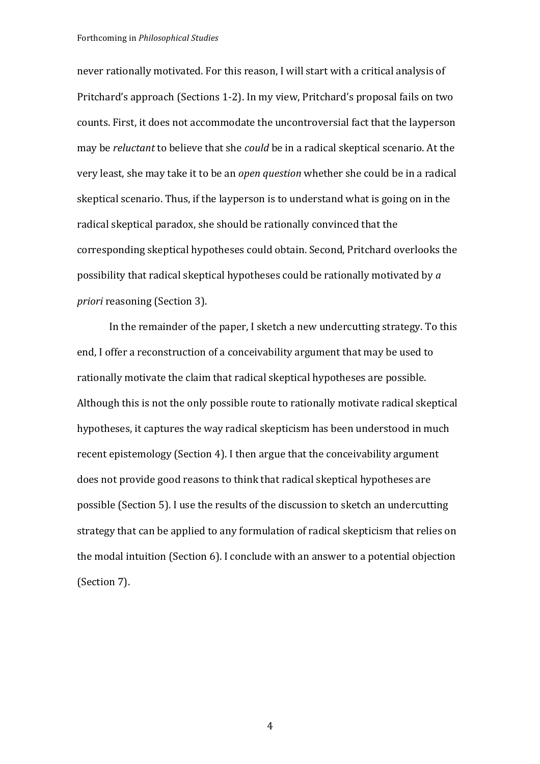never rationally motivated. For this reason, I will start with a critical analysis of Pritchard's approach (Sections 1-2). In my view, Pritchard's proposal fails on two counts. First, it does not accommodate the uncontroversial fact that the layperson may be *reluctant* to believe that she *could* be in a radical skeptical scenario. At the very least, she may take it to be an *open question* whether she could be in a radical skeptical scenario. Thus, if the layperson is to understand what is going on in the radical skeptical paradox, she should be rationally convinced that the corresponding skeptical hypotheses could obtain. Second, Pritchard overlooks the possibility that radical skeptical hypotheses could be rationally motivated by *a priori* reasoning (Section 3).

In the remainder of the paper, I sketch a new undercutting strategy. To this end, I offer a reconstruction of a conceivability argument that may be used to rationally motivate the claim that radical skeptical hypotheses are possible. Although this is not the only possible route to rationally motivate radical skeptical hypotheses, it captures the way radical skepticism has been understood in much recent epistemology (Section 4). I then argue that the conceivability argument does not provide good reasons to think that radical skeptical hypotheses are possible (Section 5). I use the results of the discussion to sketch an undercutting strategy that can be applied to any formulation of radical skepticism that relies on the modal intuition (Section 6). I conclude with an answer to a potential objection (Section 7).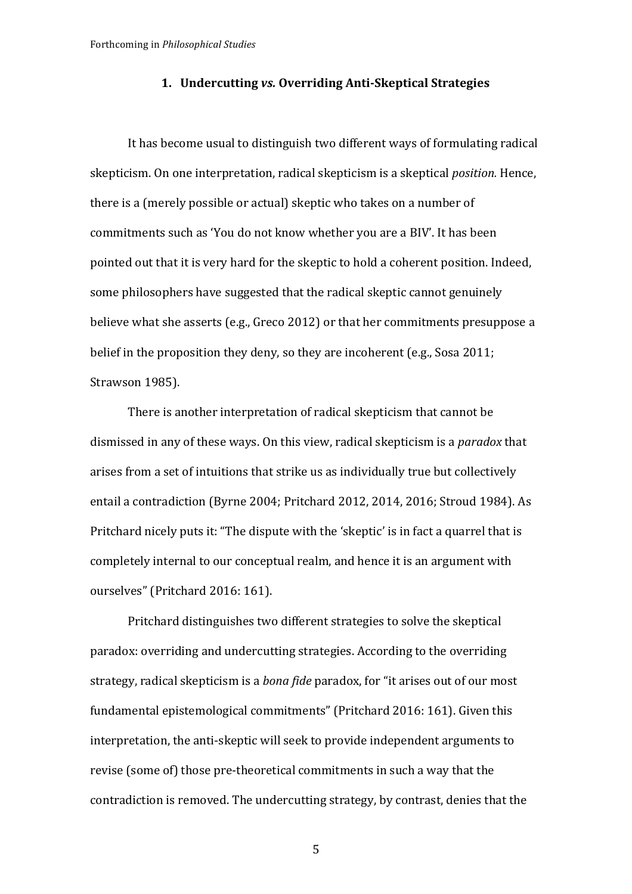## 1. Undercutting *vs.* Overriding Anti-Skeptical Strategies

It has become usual to distinguish two different ways of formulating radical skepticism. On one interpretation, radical skepticism is a skeptical *position.* Hence, there is a (merely possible or actual) skeptic who takes on a number of commitments such as 'You do not know whether you are a BIV'. It has been pointed out that it is very hard for the skeptic to hold a coherent position. Indeed, some philosophers have suggested that the radical skeptic cannot genuinely believe what she asserts (e.g., Greco 2012) or that her commitments presuppose a belief in the proposition they deny, so they are incoherent (e.g., Sosa 2011; Strawson 1985).

There is another interpretation of radical skepticism that cannot be dismissed in any of these ways. On this view, radical skepticism is a *paradox* that arises from a set of intuitions that strike us as individually true but collectively entail a contradiction (Byrne 2004; Pritchard 2012, 2014, 2016; Stroud 1984). As Pritchard nicely puts it: "The dispute with the 'skeptic' is in fact a quarrel that is completely internal to our conceptual realm, and hence it is an argument with ourselves" (Pritchard 2016: 161).

Pritchard distinguishes two different strategies to solve the skeptical paradox: overriding and undercutting strategies. According to the overriding strategy, radical skepticism is a *bona fide* paradox, for "it arises out of our most fundamental epistemological commitments" (Pritchard 2016: 161). Given this interpretation, the anti-skeptic will seek to provide independent arguments to revise (some of) those pre-theoretical commitments in such a way that the contradiction is removed. The undercutting strategy, by contrast, denies that the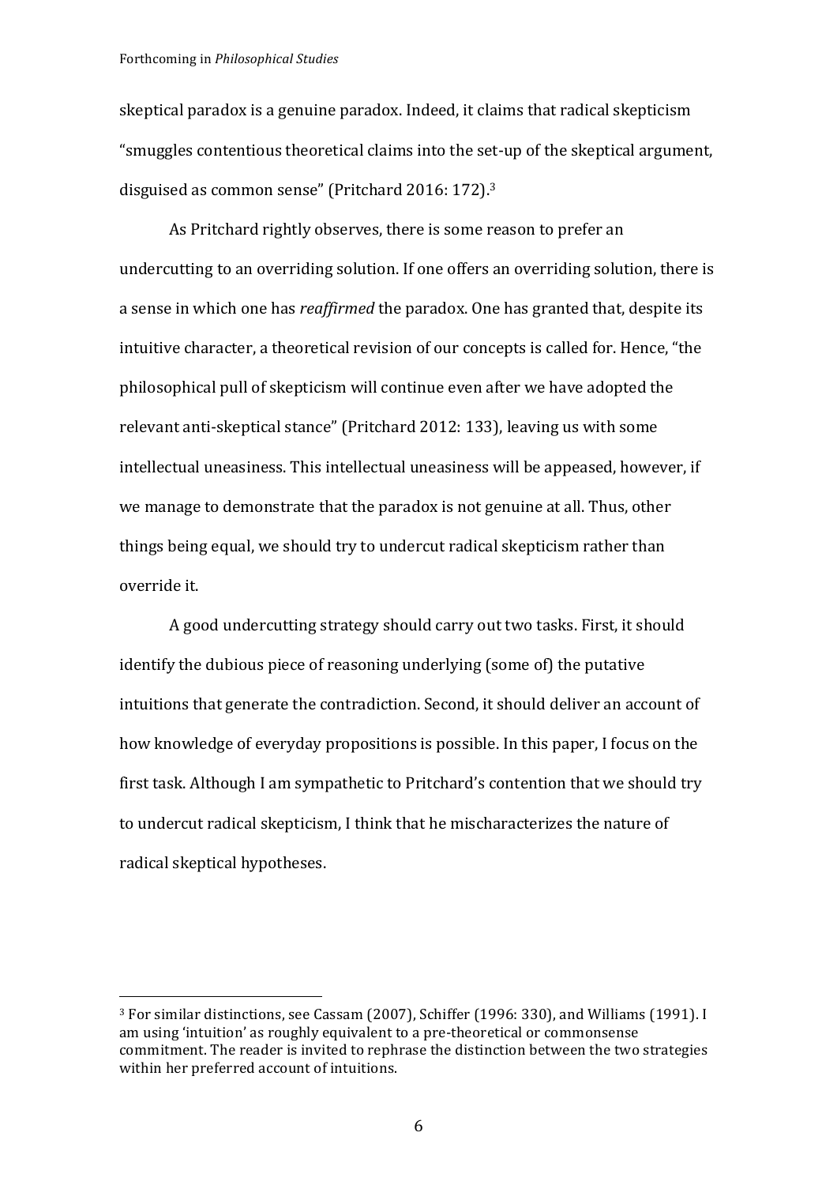skeptical paradox is a genuine paradox. Indeed, it claims that radical skepticism "smuggles contentious theoretical claims into the set-up of the skeptical argument, disguised as common sense" (Pritchard 2016: 172).[3]

As Pritchard rightly observes, there is some reason to prefer an undercutting to an overriding solution. If one offers an overriding solution, there is a sense in which one has *reaffirmed* the paradox. One has granted that, despite its intuitive character, a theoretical revision of our concepts is called for. Hence, "the philosophical pull of skepticism will continue even after we have adopted the relevant anti-skeptical stance" (Pritchard 2012: 133), leaving us with some intellectual uneasiness. This intellectual uneasiness will be appeased, however, if we manage to demonstrate that the paradox is not genuine at all. Thus, other things being equal, we should try to undercut radical skepticism rather than override it.

A good undercutting strategy should carry out two tasks. First, it should identify the dubious piece of reasoning underlying (some of) the putative intuitions that generate the contradiction. Second, it should deliver an account of how knowledge of everyday propositions is possible. In this paper, I focus on the first task. Although I am sympathetic to Pritchard's contention that we should try to undercut radical skepticism, I think that he mischaracterizes the nature of radical skeptical hypotheses.

---

[3] For similar distinctions, see Cassam (2007), Schiffer (1996: 330), and Williams (1991). I am using 'intuition' as roughly equivalent to a pre-theoretical or commonsense commitment. The reader is invited to rephrase the distinction between the two strategies within her preferred account of intuitions.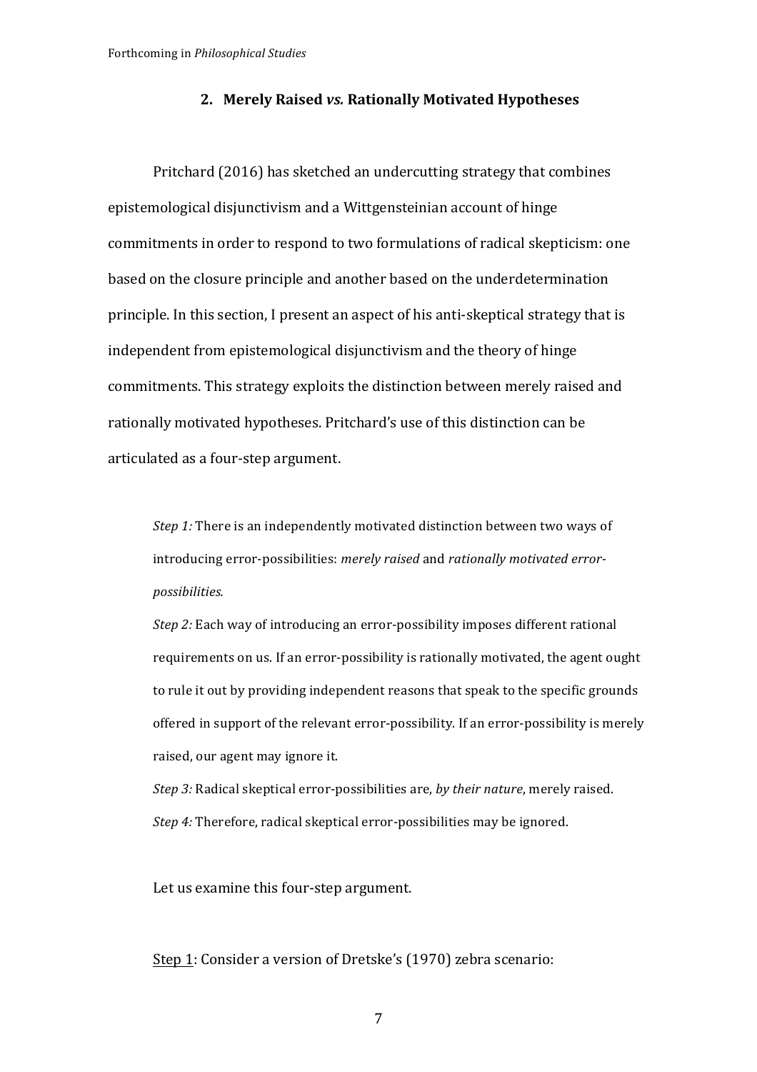## 2. Merely Raised *vs.* Rationally Motivated Hypotheses

Pritchard (2016) has sketched an undercutting strategy that combines epistemological disjunctivism and a Wittgensteinian account of hinge commitments in order to respond to two formulations of radical skepticism: one based on the closure principle and another based on the underdetermination principle. In this section, I present an aspect of his anti-skeptical strategy that is independent from epistemological disjunctivism and the theory of hinge commitments. This strategy exploits the distinction between merely raised and rationally motivated hypotheses. Pritchard's use of this distinction can be articulated as a four-step argument.

> *Step 1:* There is an independently motivated distinction between two ways of introducing error-possibilities: *merely raised* and *rationally motivated error-possibilities.*
>
> *Step 2:* Each way of introducing an error-possibility imposes different rational requirements on us. If an error-possibility is rationally motivated, the agent ought to rule it out by providing independent reasons that speak to the specific grounds offered in support of the relevant error-possibility. If an error-possibility is merely raised, our agent may ignore it.
>
> *Step 3:* Radical skeptical error-possibilities are, *by their nature*, merely raised.
>
> *Step 4:* Therefore, radical skeptical error-possibilities may be ignored.

Let us examine this four-step argument.

Step 1: Consider a version of Dretske's (1970) zebra scenario: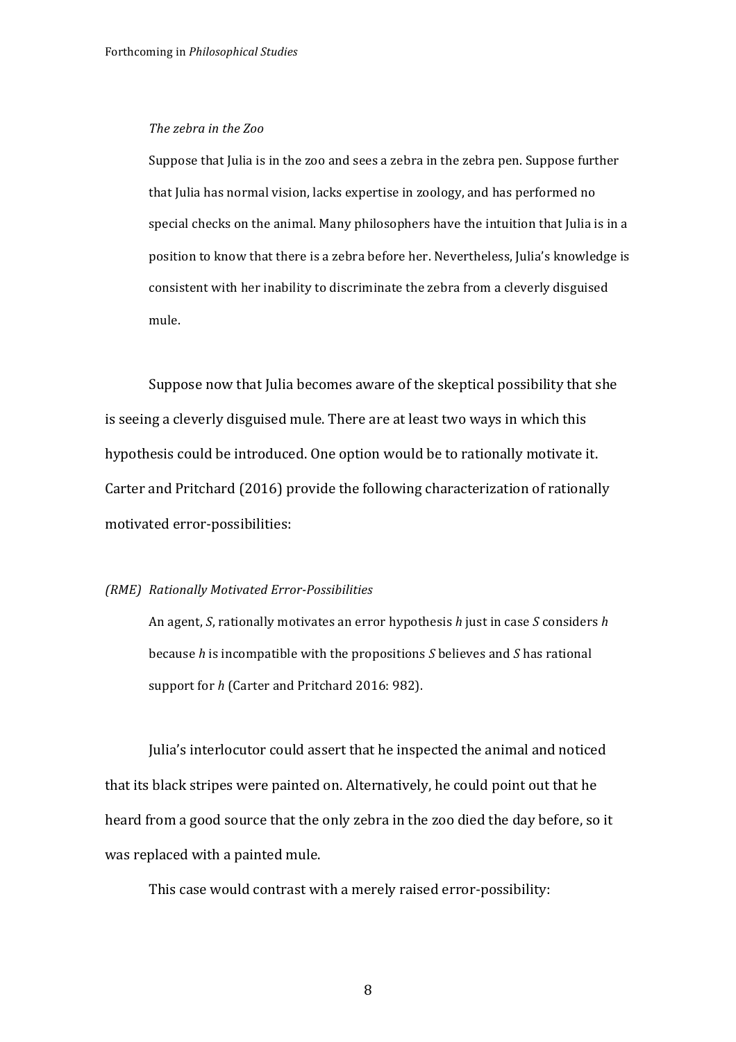*The zebra in the Zoo*

> Suppose that Julia is in the zoo and sees a zebra in the zebra pen. Suppose further that Julia has normal vision, lacks expertise in zoology, and has performed no special checks on the animal. Many philosophers have the intuition that Julia is in a position to know that there is a zebra before her. Nevertheless, Julia's knowledge is consistent with her inability to discriminate the zebra from a cleverly disguised mule.

Suppose now that Julia becomes aware of the skeptical possibility that she is seeing a cleverly disguised mule. There are at least two ways in which this hypothesis could be introduced. One option would be to rationally motivate it. Carter and Pritchard (2016) provide the following characterization of rationally motivated error-possibilities:

*(RME) Rationally Motivated Error-Possibilities*

> An agent, *S*, rationally motivates an error hypothesis *h* just in case *S* considers *h* because *h* is incompatible with the propositions *S* believes and *S* has rational support for *h* (Carter and Pritchard 2016: 982).

Julia's interlocutor could assert that he inspected the animal and noticed that its black stripes were painted on. Alternatively, he could point out that he heard from a good source that the only zebra in the zoo died the day before, so it was replaced with a painted mule.

This case would contrast with a merely raised error-possibility: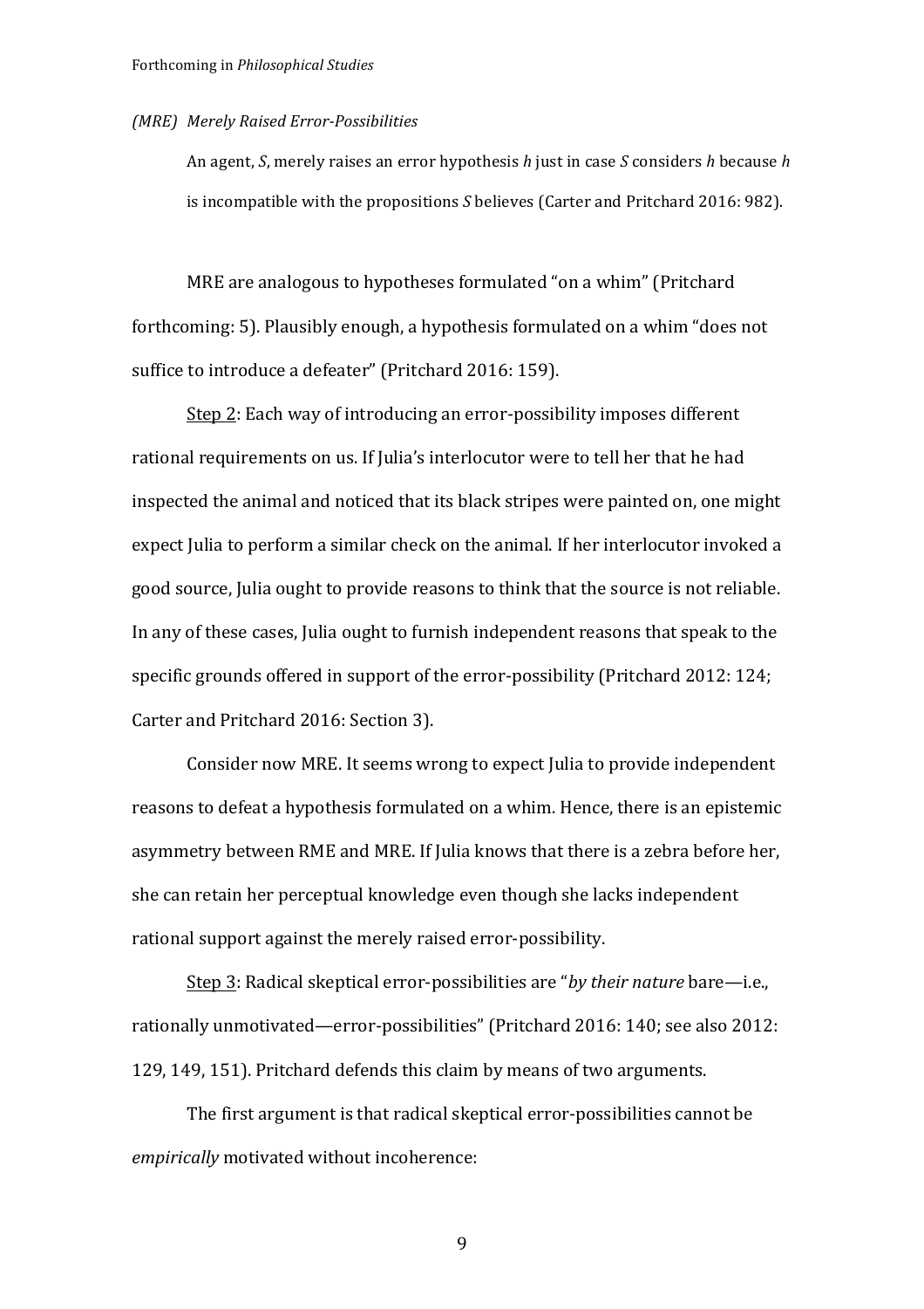*(MRE) Merely Raised Error-Possibilities*

> An agent, *S*, merely raises an error hypothesis *h* just in case *S* considers *h* because *h* is incompatible with the propositions *S* believes (Carter and Pritchard 2016: 982).

MRE are analogous to hypotheses formulated "on a whim" (Pritchard forthcoming: 5). Plausibly enough, a hypothesis formulated on a whim "does not suffice to introduce a defeater" (Pritchard 2016: 159).

<u>Step 2</u>: Each way of introducing an error-possibility imposes different rational requirements on us. If Julia's interlocutor were to tell her that he had inspected the animal and noticed that its black stripes were painted on, one might expect Julia to perform a similar check on the animal. If her interlocutor invoked a good source, Julia ought to provide reasons to think that the source is not reliable. In any of these cases, Julia ought to furnish independent reasons that speak to the specific grounds offered in support of the error-possibility (Pritchard 2012: 124; Carter and Pritchard 2016: Section 3).

Consider now MRE. It seems wrong to expect Julia to provide independent reasons to defeat a hypothesis formulated on a whim. Hence, there is an epistemic asymmetry between RME and MRE. If Julia knows that there is a zebra before her, she can retain her perceptual knowledge even though she lacks independent rational support against the merely raised error-possibility.

<u>Step 3</u>: Radical skeptical error-possibilities are "*by their nature* bare—i.e., rationally unmotivated—error-possibilities" (Pritchard 2016: 140; see also 2012: 129, 149, 151). Pritchard defends this claim by means of two arguments.

The first argument is that radical skeptical error-possibilities cannot be *empirically* motivated without incoherence: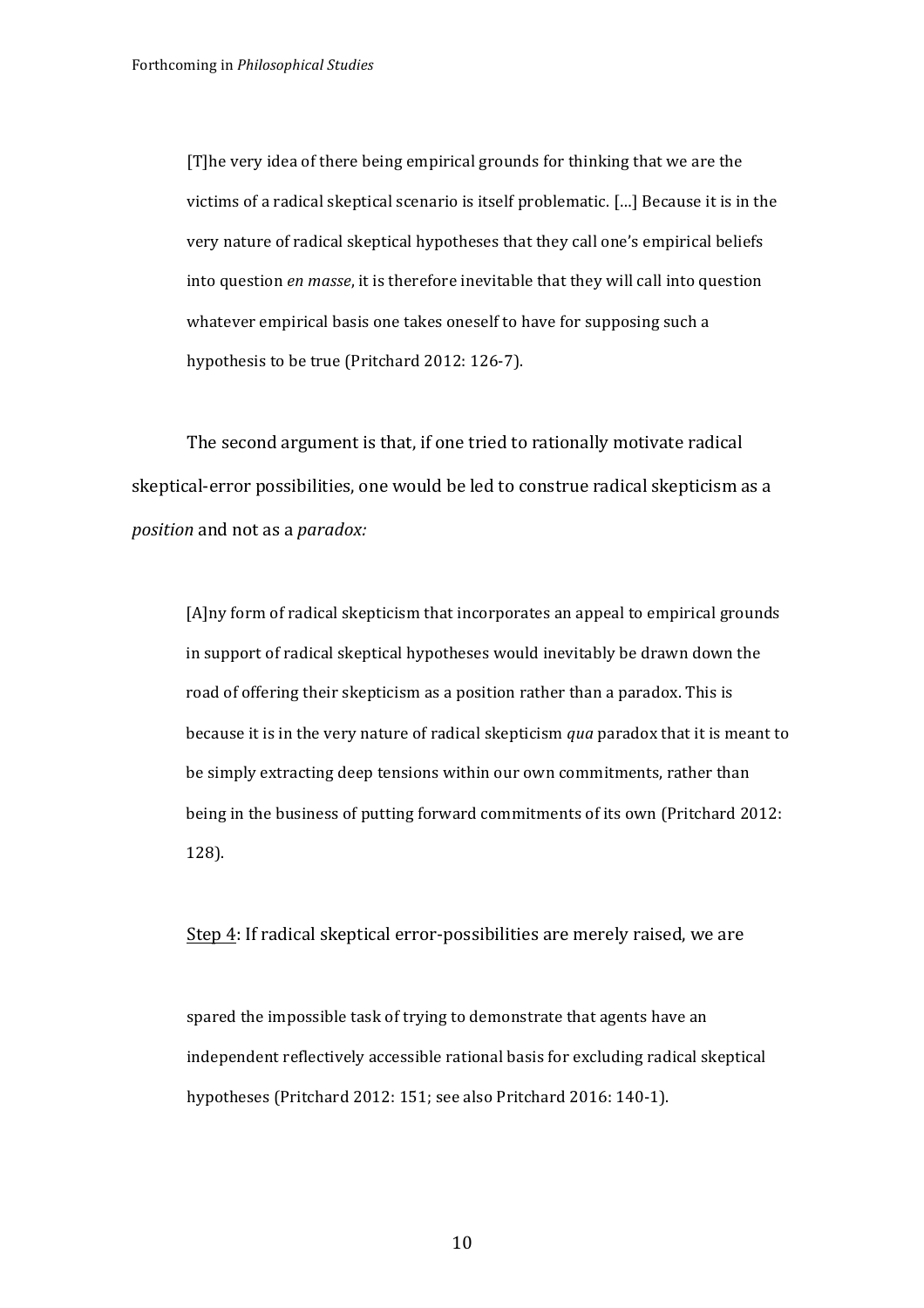> [T]he very idea of there being empirical grounds for thinking that we are the victims of a radical skeptical scenario is itself problematic. […] Because it is in the very nature of radical skeptical hypotheses that they call one's empirical beliefs into question *en masse*, it is therefore inevitable that they will call into question whatever empirical basis one takes oneself to have for supposing such a hypothesis to be true (Pritchard 2012: 126-7).

The second argument is that, if one tried to rationally motivate radical skeptical-error possibilities, one would be led to construe radical skepticism as a *position* and not as a *paradox:*

> [A]ny form of radical skepticism that incorporates an appeal to empirical grounds in support of radical skeptical hypotheses would inevitably be drawn down the road of offering their skepticism as a position rather than a paradox. This is because it is in the very nature of radical skepticism *qua* paradox that it is meant to be simply extracting deep tensions within our own commitments, rather than being in the business of putting forward commitments of its own (Pritchard 2012: 128).

Step 4: If radical skeptical error-possibilities are merely raised, we are

> spared the impossible task of trying to demonstrate that agents have an independent reflectively accessible rational basis for excluding radical skeptical hypotheses (Pritchard 2012: 151; see also Pritchard 2016: 140-1).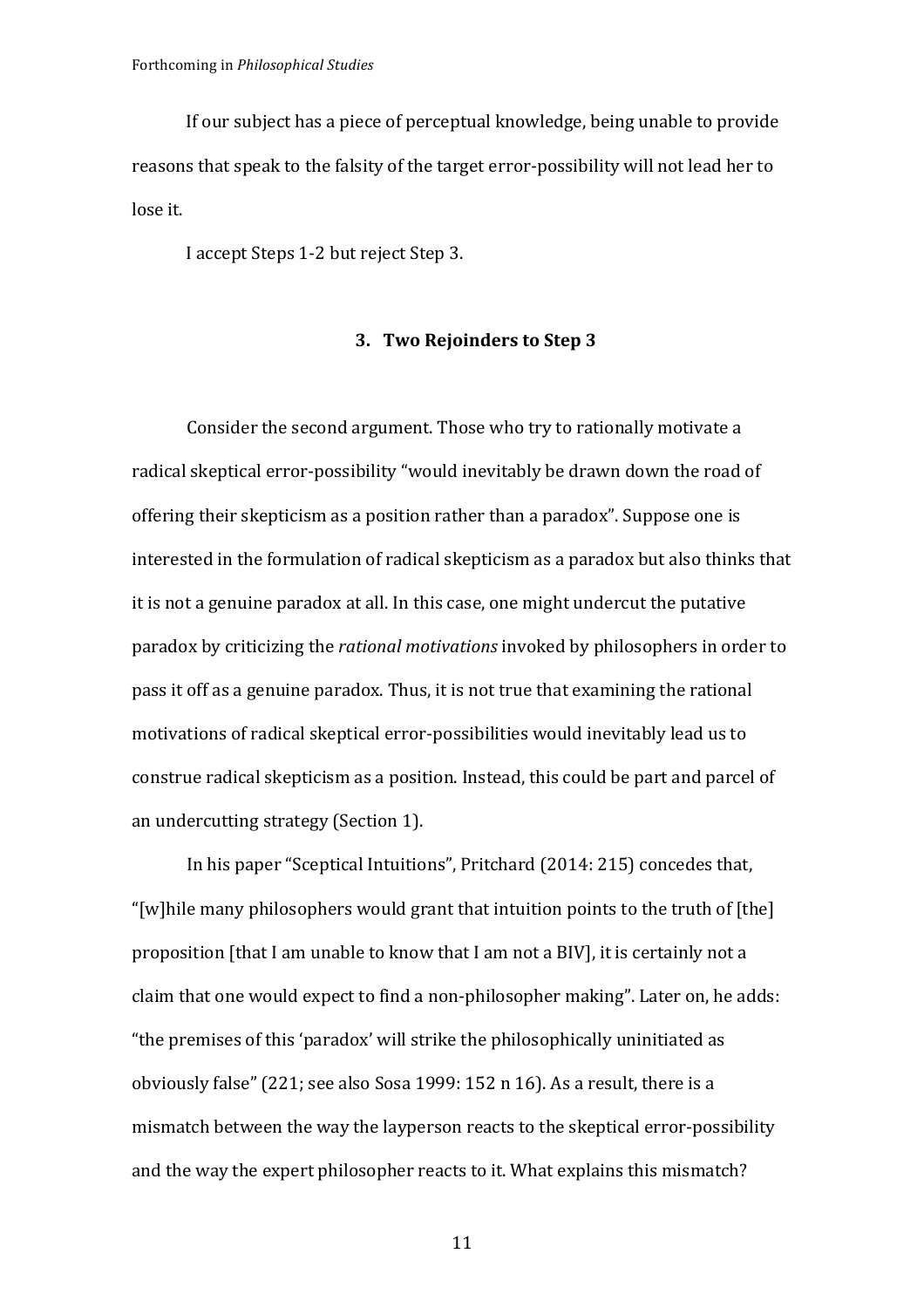If our subject has a piece of perceptual knowledge, being unable to provide reasons that speak to the falsity of the target error-possibility will not lead her to lose it.

I accept Steps 1-2 but reject Step 3.

## 3. Two Rejoinders to Step 3

Consider the second argument. Those who try to rationally motivate a radical skeptical error-possibility "would inevitably be drawn down the road of offering their skepticism as a position rather than a paradox". Suppose one is interested in the formulation of radical skepticism as a paradox but also thinks that it is not a genuine paradox at all. In this case, one might undercut the putative paradox by criticizing the *rational motivations* invoked by philosophers in order to pass it off as a genuine paradox. Thus, it is not true that examining the rational motivations of radical skeptical error-possibilities would inevitably lead us to construe radical skepticism as a position. Instead, this could be part and parcel of an undercutting strategy (Section 1).

In his paper "Sceptical Intuitions", Pritchard (2014: 215) concedes that, "[w]hile many philosophers would grant that intuition points to the truth of [the] proposition [that I am unable to know that I am not a BIV], it is certainly not a claim that one would expect to find a non-philosopher making". Later on, he adds: "the premises of this 'paradox' will strike the philosophically uninitiated as obviously false" (221; see also Sosa 1999: 152 n 16). As a result, there is a mismatch between the way the layperson reacts to the skeptical error-possibility and the way the expert philosopher reacts to it. What explains this mismatch?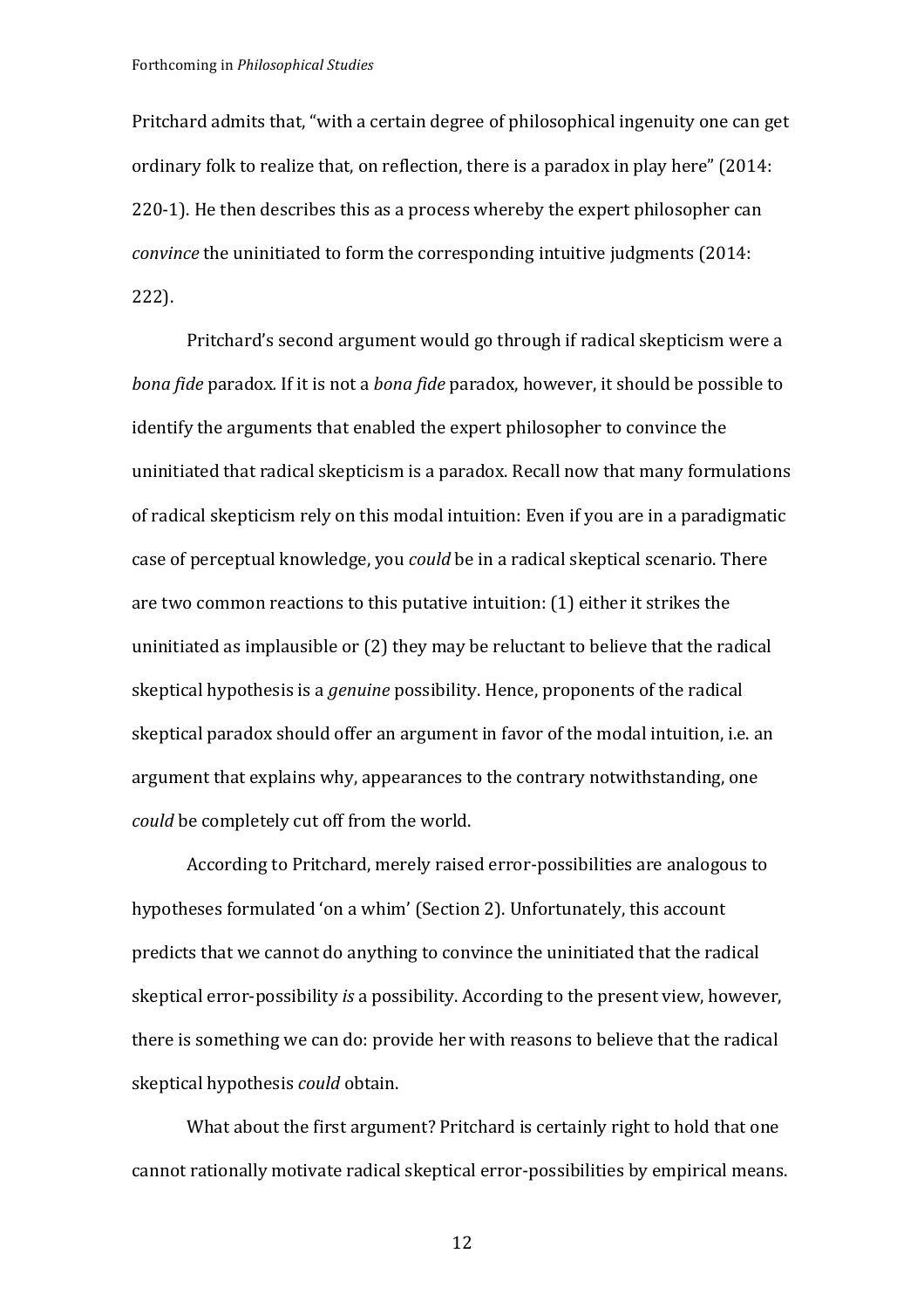Pritchard admits that, "with a certain degree of philosophical ingenuity one can get ordinary folk to realize that, on reflection, there is a paradox in play here" (2014: 220-1). He then describes this as a process whereby the expert philosopher can *convince* the uninitiated to form the corresponding intuitive judgments (2014: 222).

Pritchard's second argument would go through if radical skepticism were a *bona fide* paradox. If it is not a *bona fide* paradox, however, it should be possible to identify the arguments that enabled the expert philosopher to convince the uninitiated that radical skepticism is a paradox. Recall now that many formulations of radical skepticism rely on this modal intuition: Even if you are in a paradigmatic case of perceptual knowledge, you *could* be in a radical skeptical scenario. There are two common reactions to this putative intuition: (1) either it strikes the uninitiated as implausible or (2) they may be reluctant to believe that the radical skeptical hypothesis is a *genuine* possibility. Hence, proponents of the radical skeptical paradox should offer an argument in favor of the modal intuition, i.e. an argument that explains why, appearances to the contrary notwithstanding, one *could* be completely cut off from the world.

According to Pritchard, merely raised error-possibilities are analogous to hypotheses formulated 'on a whim' (Section 2). Unfortunately, this account predicts that we cannot do anything to convince the uninitiated that the radical skeptical error-possibility *is* a possibility. According to the present view, however, there is something we can do: provide her with reasons to believe that the radical skeptical hypothesis *could* obtain.

What about the first argument? Pritchard is certainly right to hold that one cannot rationally motivate radical skeptical error-possibilities by empirical means.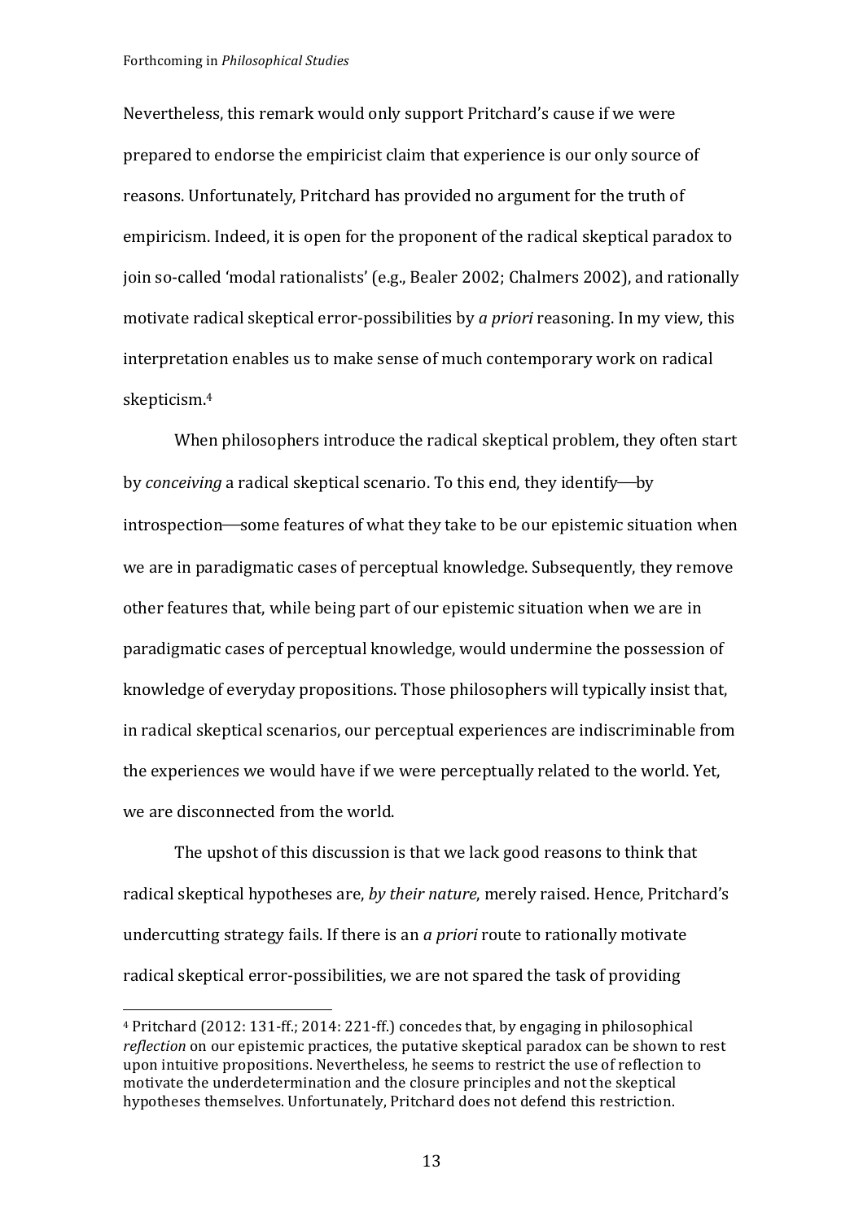Nevertheless, this remark would only support Pritchard's cause if we were prepared to endorse the empiricist claim that experience is our only source of reasons. Unfortunately, Pritchard has provided no argument for the truth of empiricism. Indeed, it is open for the proponent of the radical skeptical paradox to join so-called 'modal rationalists' (e.g., Bealer 2002; Chalmers 2002), and rationally motivate radical skeptical error-possibilities by *a priori* reasoning. In my view, this interpretation enables us to make sense of much contemporary work on radical skepticism.[4]

When philosophers introduce the radical skeptical problem, they often start by *conceiving* a radical skeptical scenario. To this end, they identify—by introspection—some features of what they take to be our epistemic situation when we are in paradigmatic cases of perceptual knowledge. Subsequently, they remove other features that, while being part of our epistemic situation when we are in paradigmatic cases of perceptual knowledge, would undermine the possession of knowledge of everyday propositions. Those philosophers will typically insist that, in radical skeptical scenarios, our perceptual experiences are indiscriminable from the experiences we would have if we were perceptually related to the world. Yet, we are disconnected from the world.

The upshot of this discussion is that we lack good reasons to think that radical skeptical hypotheses are, *by their nature*, merely raised. Hence, Pritchard's undercutting strategy fails. If there is an *a priori* route to rationally motivate radical skeptical error-possibilities, we are not spared the task of providing

---

[4] Pritchard (2012: 131-ff.; 2014: 221-ff.) concedes that, by engaging in philosophical *reflection* on our epistemic practices, the putative skeptical paradox can be shown to rest upon intuitive propositions. Nevertheless, he seems to restrict the use of reflection to motivate the underdetermination and the closure principles and not the skeptical hypotheses themselves. Unfortunately, Pritchard does not defend this restriction.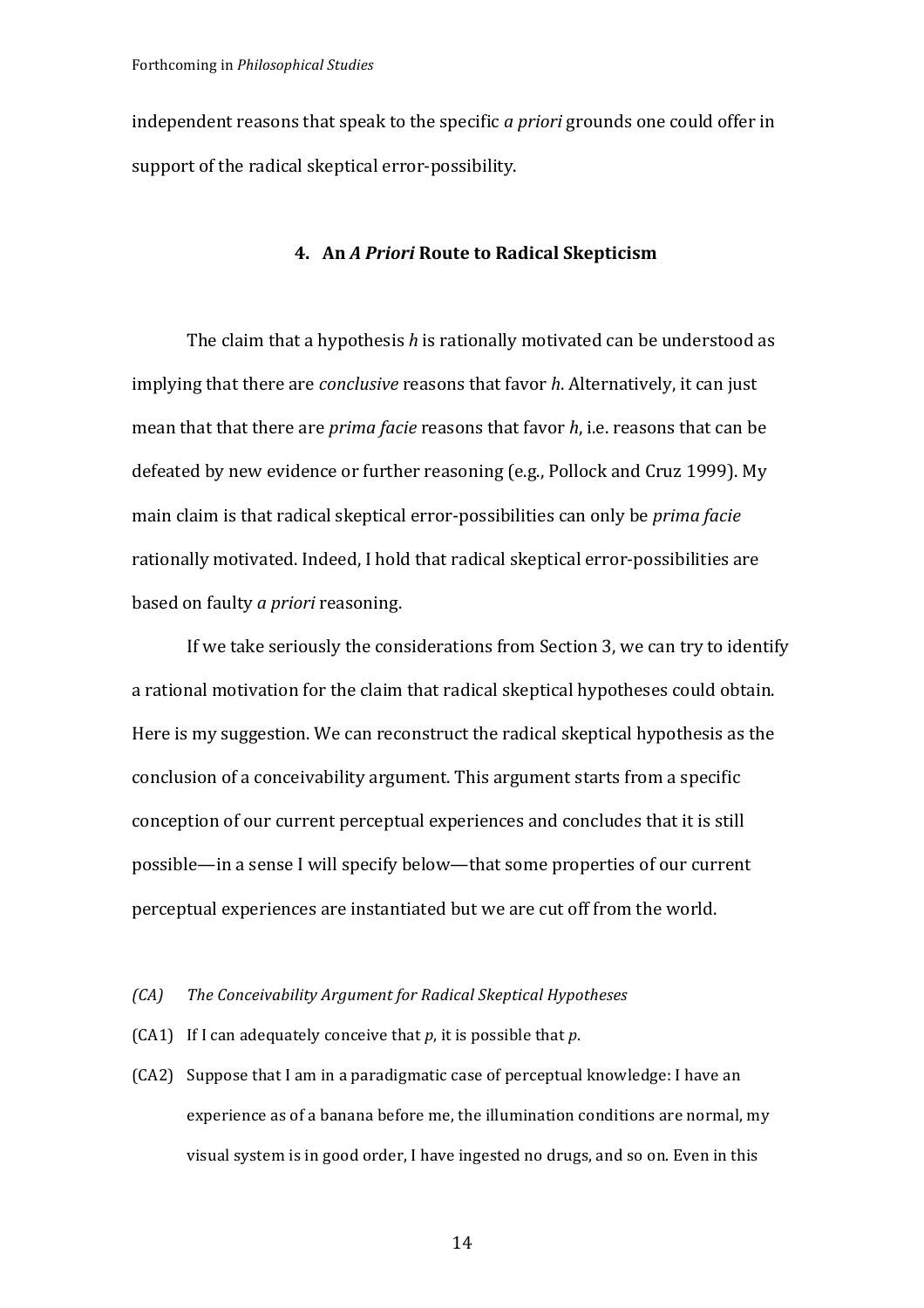independent reasons that speak to the specific *a priori* grounds one could offer in support of the radical skeptical error-possibility.

## 4. An *A Priori* Route to Radical Skepticism

The claim that a hypothesis *h* is rationally motivated can be understood as implying that there are *conclusive* reasons that favor *h*. Alternatively, it can just mean that that there are *prima facie* reasons that favor *h*, i.e. reasons that can be defeated by new evidence or further reasoning (e.g., Pollock and Cruz 1999). My main claim is that radical skeptical error-possibilities can only be *prima facie* rationally motivated. Indeed, I hold that radical skeptical error-possibilities are based on faulty *a priori* reasoning.

If we take seriously the considerations from Section 3, we can try to identify a rational motivation for the claim that radical skeptical hypotheses could obtain. Here is my suggestion. We can reconstruct the radical skeptical hypothesis as the conclusion of a conceivability argument. This argument starts from a specific conception of our current perceptual experiences and concludes that it is still possible—in a sense I will specify below—that some properties of our current perceptual experiences are instantiated but we are cut off from the world.

*(CA) The Conceivability Argument for Radical Skeptical Hypotheses*

(CA1) If I can adequately conceive that *p*, it is possible that *p*.

(CA2) Suppose that I am in a paradigmatic case of perceptual knowledge: I have an experience as of a banana before me, the illumination conditions are normal, my visual system is in good order, I have ingested no drugs, and so on. Even in this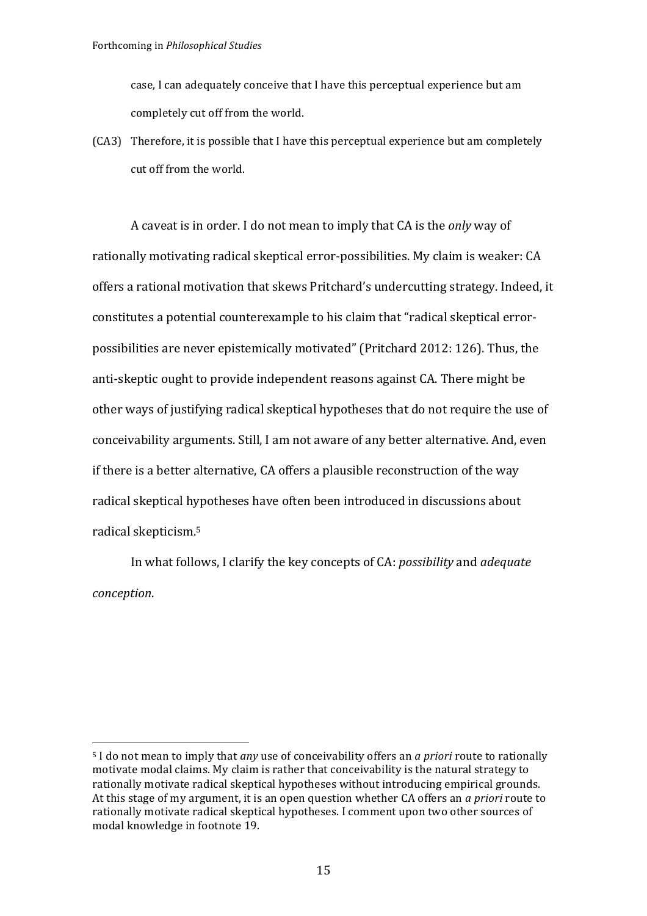case, I can adequately conceive that I have this perceptual experience but am completely cut off from the world.

(CA3) Therefore, it is possible that I have this perceptual experience but am completely cut off from the world.

A caveat is in order. I do not mean to imply that CA is the *only* way of rationally motivating radical skeptical error-possibilities. My claim is weaker: CA offers a rational motivation that skews Pritchard's undercutting strategy. Indeed, it constitutes a potential counterexample to his claim that "radical skeptical error-possibilities are never epistemically motivated" (Pritchard 2012: 126). Thus, the anti-skeptic ought to provide independent reasons against CA. There might be other ways of justifying radical skeptical hypotheses that do not require the use of conceivability arguments. Still, I am not aware of any better alternative. And, even if there is a better alternative, CA offers a plausible reconstruction of the way radical skeptical hypotheses have often been introduced in discussions about radical skepticism.[5]

In what follows, I clarify the key concepts of CA: *possibility* and *adequate conception*.

[5] I do not mean to imply that *any* use of conceivability offers an *a priori* route to rationally motivate modal claims. My claim is rather that conceivability is the natural strategy to rationally motivate radical skeptical hypotheses without introducing empirical grounds. At this stage of my argument, it is an open question whether CA offers an *a priori* route to rationally motivate radical skeptical hypotheses. I comment upon two other sources of modal knowledge in footnote 19.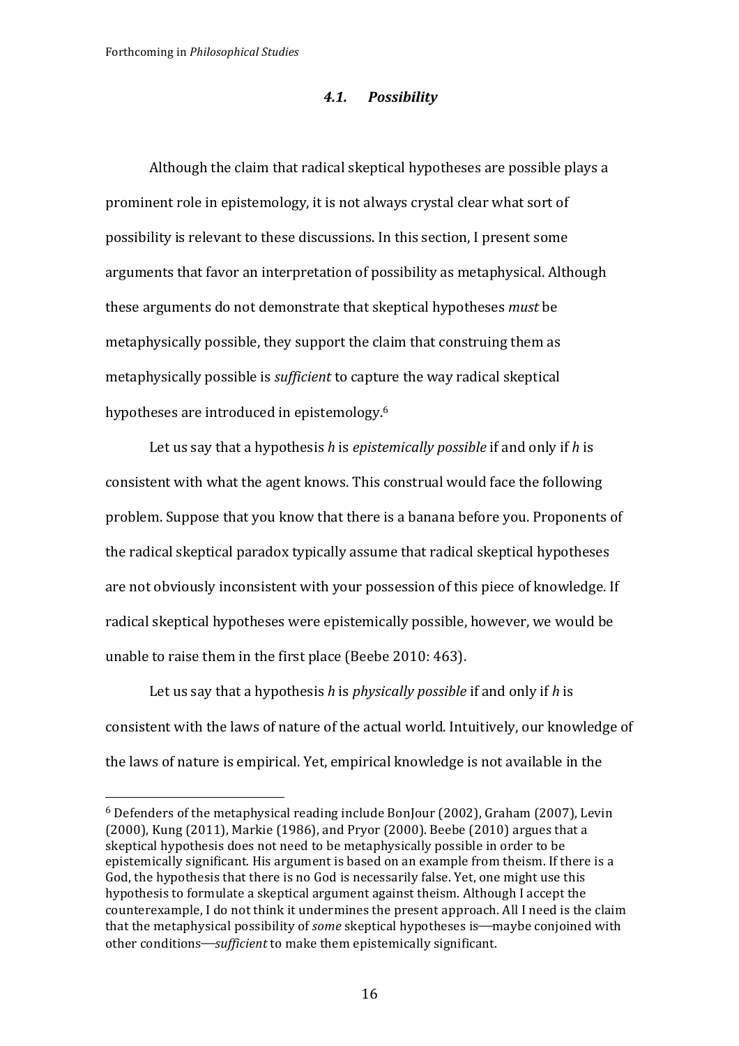### *4.1. Possibility*

Although the claim that radical skeptical hypotheses are possible plays a prominent role in epistemology, it is not always crystal clear what sort of possibility is relevant to these discussions. In this section, I present some arguments that favor an interpretation of possibility as metaphysical. Although these arguments do not demonstrate that skeptical hypotheses *must* be metaphysically possible, they support the claim that construing them as metaphysically possible is *sufficient* to capture the way radical skeptical hypotheses are introduced in epistemology.[6]

Let us say that a hypothesis *h* is *epistemically possible* if and only if *h* is consistent with what the agent knows. This construal would face the following problem. Suppose that you know that there is a banana before you. Proponents of the radical skeptical paradox typically assume that radical skeptical hypotheses are not obviously inconsistent with your possession of this piece of knowledge. If radical skeptical hypotheses were epistemically possible, however, we would be unable to raise them in the first place (Beebe 2010: 463).

Let us say that a hypothesis *h* is *physically possible* if and only if *h* is consistent with the laws of nature of the actual world. Intuitively, our knowledge of the laws of nature is empirical. Yet, empirical knowledge is not available in the

---

[6] Defenders of the metaphysical reading include BonJour (2002), Graham (2007), Levin (2000), Kung (2011), Markie (1986), and Pryor (2000). Beebe (2010) argues that a skeptical hypothesis does not need to be metaphysically possible in order to be epistemically significant. His argument is based on an example from theism. If there is a God, the hypothesis that there is no God is necessarily false. Yet, one might use this hypothesis to formulate a skeptical argument against theism. Although I accept the counterexample, I do not think it undermines the present approach. All I need is the claim that the metaphysical possibility of *some* skeptical hypotheses is—maybe conjoined with other conditions—*sufficient* to make them epistemically significant.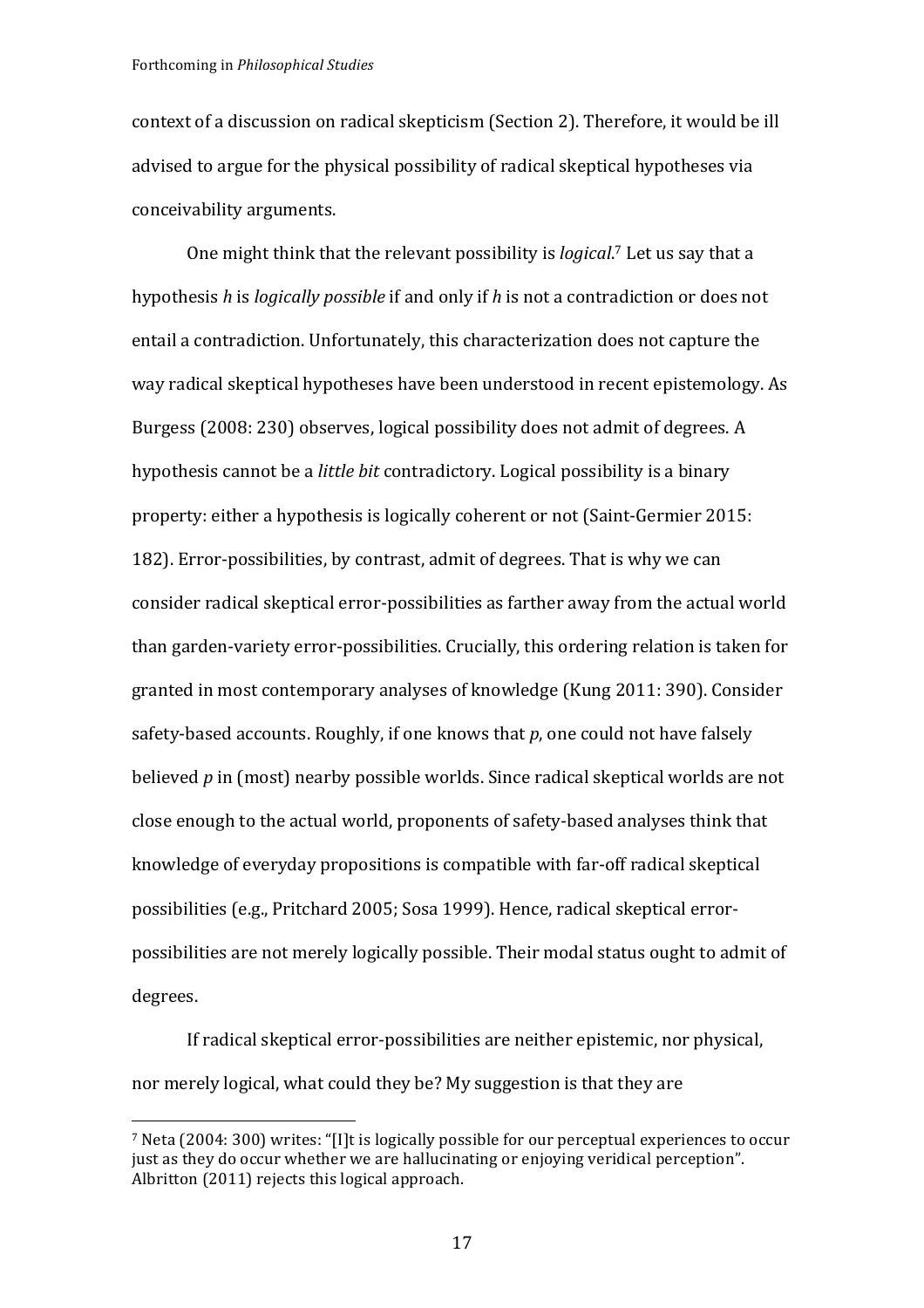context of a discussion on radical skepticism (Section 2). Therefore, it would be ill advised to argue for the physical possibility of radical skeptical hypotheses via conceivability arguments.

One might think that the relevant possibility is *logical*.[7] Let us say that a hypothesis *h* is *logically possible* if and only if *h* is not a contradiction or does not entail a contradiction. Unfortunately, this characterization does not capture the way radical skeptical hypotheses have been understood in recent epistemology. As Burgess (2008: 230) observes, logical possibility does not admit of degrees. A hypothesis cannot be a *little bit* contradictory. Logical possibility is a binary property: either a hypothesis is logically coherent or not (Saint-Germier 2015: 182). Error-possibilities, by contrast, admit of degrees. That is why we can consider radical skeptical error-possibilities as farther away from the actual world than garden-variety error-possibilities. Crucially, this ordering relation is taken for granted in most contemporary analyses of knowledge (Kung 2011: 390). Consider safety-based accounts. Roughly, if one knows that *p*, one could not have falsely believed *p* in (most) nearby possible worlds. Since radical skeptical worlds are not close enough to the actual world, proponents of safety-based analyses think that knowledge of everyday propositions is compatible with far-off radical skeptical possibilities (e.g., Pritchard 2005; Sosa 1999). Hence, radical skeptical error-possibilities are not merely logically possible. Their modal status ought to admit of degrees.

If radical skeptical error-possibilities are neither epistemic, nor physical, nor merely logical, what could they be? My suggestion is that they are

---

[7] Neta (2004: 300) writes: "[I]t is logically possible for our perceptual experiences to occur just as they do occur whether we are hallucinating or enjoying veridical perception". Albritton (2011) rejects this logical approach.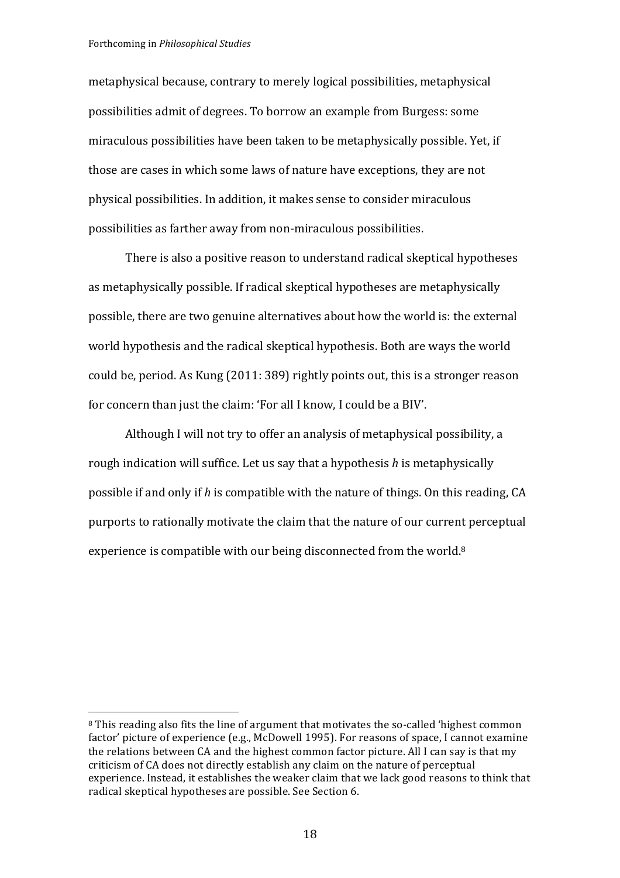metaphysical because, contrary to merely logical possibilities, metaphysical possibilities admit of degrees. To borrow an example from Burgess: some miraculous possibilities have been taken to be metaphysically possible. Yet, if those are cases in which some laws of nature have exceptions, they are not physical possibilities. In addition, it makes sense to consider miraculous possibilities as farther away from non-miraculous possibilities.

There is also a positive reason to understand radical skeptical hypotheses as metaphysically possible. If radical skeptical hypotheses are metaphysically possible, there are two genuine alternatives about how the world is: the external world hypothesis and the radical skeptical hypothesis. Both are ways the world could be, period. As Kung (2011: 389) rightly points out, this is a stronger reason for concern than just the claim: 'For all I know, I could be a BIV'.

Although I will not try to offer an analysis of metaphysical possibility, a rough indication will suffice. Let us say that a hypothesis *h* is metaphysically possible if and only if *h* is compatible with the nature of things. On this reading, CA purports to rationally motivate the claim that the nature of our current perceptual experience is compatible with our being disconnected from the world.[8]

---

[8] This reading also fits the line of argument that motivates the so-called 'highest common factor' picture of experience (e.g., McDowell 1995). For reasons of space, I cannot examine the relations between CA and the highest common factor picture. All I can say is that my criticism of CA does not directly establish any claim on the nature of perceptual experience. Instead, it establishes the weaker claim that we lack good reasons to think that radical skeptical hypotheses are possible. See Section 6.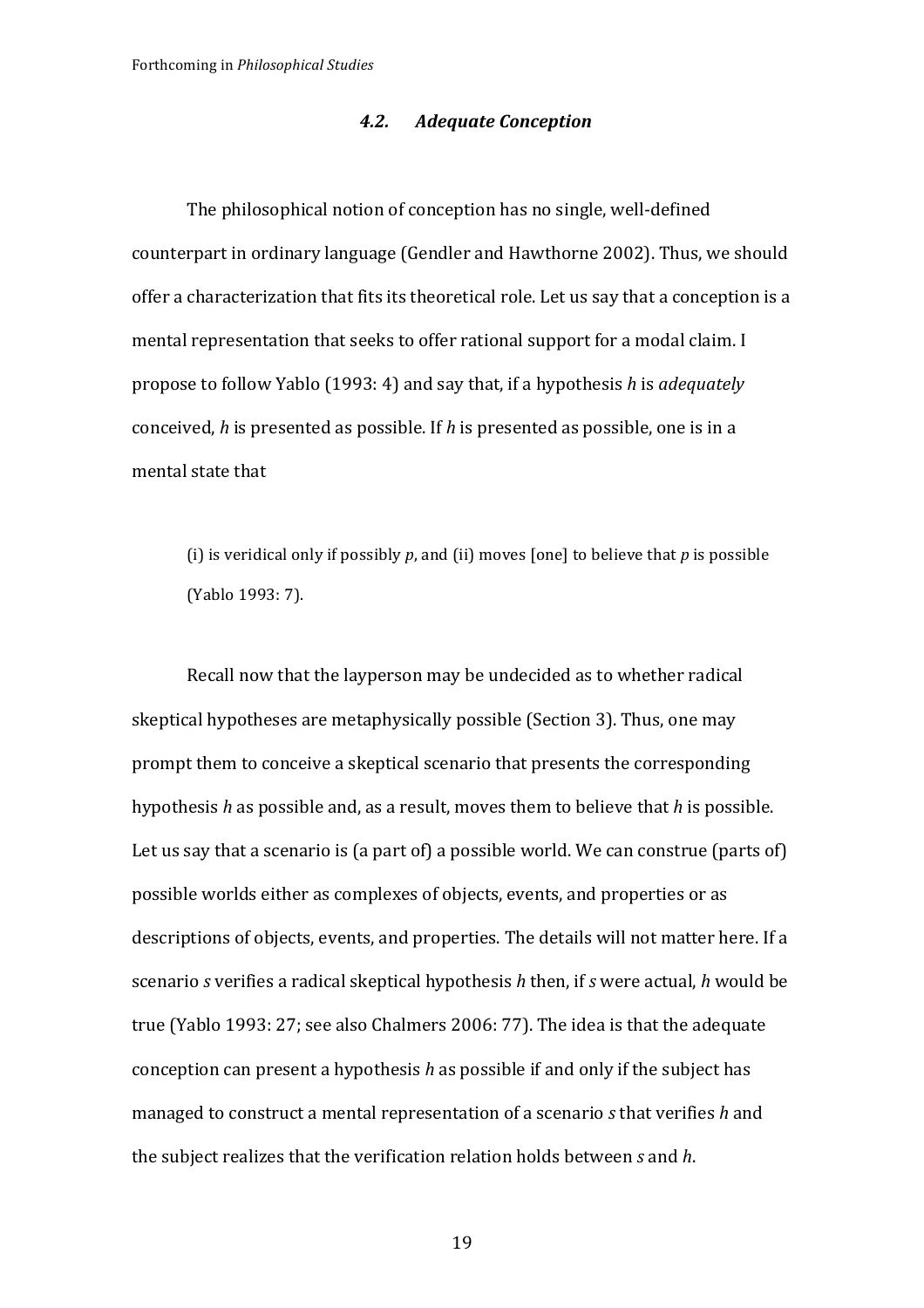### *4.2. Adequate Conception*

The philosophical notion of conception has no single, well-defined counterpart in ordinary language (Gendler and Hawthorne 2002). Thus, we should offer a characterization that fits its theoretical role. Let us say that a conception is a mental representation that seeks to offer rational support for a modal claim. I propose to follow Yablo (1993: 4) and say that, if a hypothesis *h* is *adequately* conceived, *h* is presented as possible. If *h* is presented as possible, one is in a mental state that

> (i) is veridical only if possibly *p*, and (ii) moves [one] to believe that *p* is possible (Yablo 1993: 7).

Recall now that the layperson may be undecided as to whether radical skeptical hypotheses are metaphysically possible (Section 3). Thus, one may prompt them to conceive a skeptical scenario that presents the corresponding hypothesis *h* as possible and, as a result, moves them to believe that *h* is possible. Let us say that a scenario is (a part of) a possible world. We can construe (parts of) possible worlds either as complexes of objects, events, and properties or as descriptions of objects, events, and properties. The details will not matter here. If a scenario *s* verifies a radical skeptical hypothesis *h* then, if *s* were actual, *h* would be true (Yablo 1993: 27; see also Chalmers 2006: 77). The idea is that the adequate conception can present a hypothesis *h* as possible if and only if the subject has managed to construct a mental representation of a scenario *s* that verifies *h* and the subject realizes that the verification relation holds between *s* and *h*.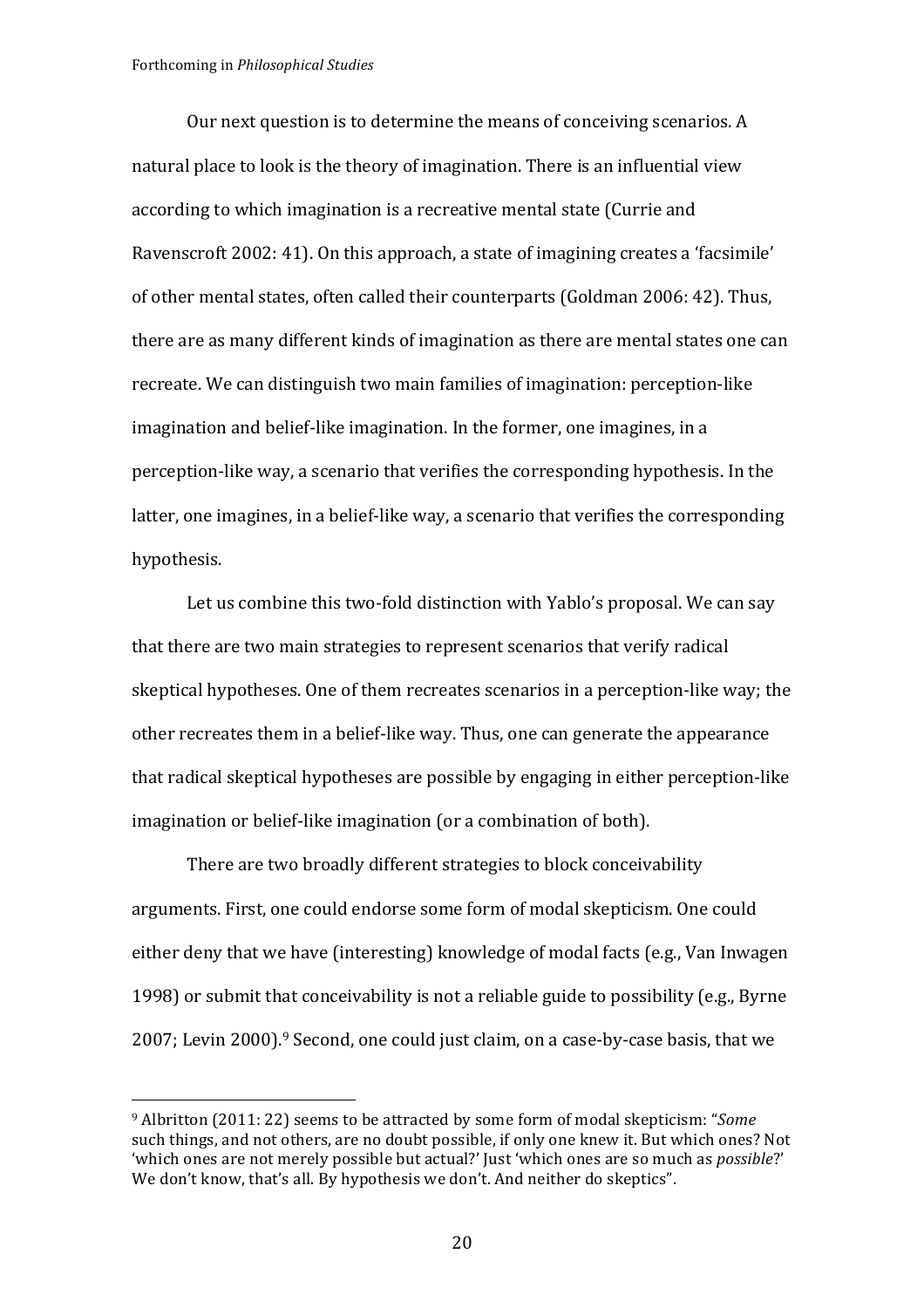Our next question is to determine the means of conceiving scenarios. A natural place to look is the theory of imagination. There is an influential view according to which imagination is a recreative mental state (Currie and Ravenscroft 2002: 41). On this approach, a state of imagining creates a 'facsimile' of other mental states, often called their counterparts (Goldman 2006: 42). Thus, there are as many different kinds of imagination as there are mental states one can recreate. We can distinguish two main families of imagination: perception-like imagination and belief-like imagination. In the former, one imagines, in a perception-like way, a scenario that verifies the corresponding hypothesis. In the latter, one imagines, in a belief-like way, a scenario that verifies the corresponding hypothesis.

Let us combine this two-fold distinction with Yablo's proposal. We can say that there are two main strategies to represent scenarios that verify radical skeptical hypotheses. One of them recreates scenarios in a perception-like way; the other recreates them in a belief-like way. Thus, one can generate the appearance that radical skeptical hypotheses are possible by engaging in either perception-like imagination or belief-like imagination (or a combination of both).

There are two broadly different strategies to block conceivability arguments. First, one could endorse some form of modal skepticism. One could either deny that we have (interesting) knowledge of modal facts (e.g., Van Inwagen 1998) or submit that conceivability is not a reliable guide to possibility (e.g., Byrne 2007; Levin 2000).[9] Second, one could just claim, on a case-by-case basis, that we

---

[9] Albritton (2011: 22) seems to be attracted by some form of modal skepticism: "*Some* such things, and not others, are no doubt possible, if only one knew it. But which ones? Not 'which ones are not merely possible but actual?' Just 'which ones are so much as *possible*?' We don't know, that's all. By hypothesis we don't. And neither do skeptics".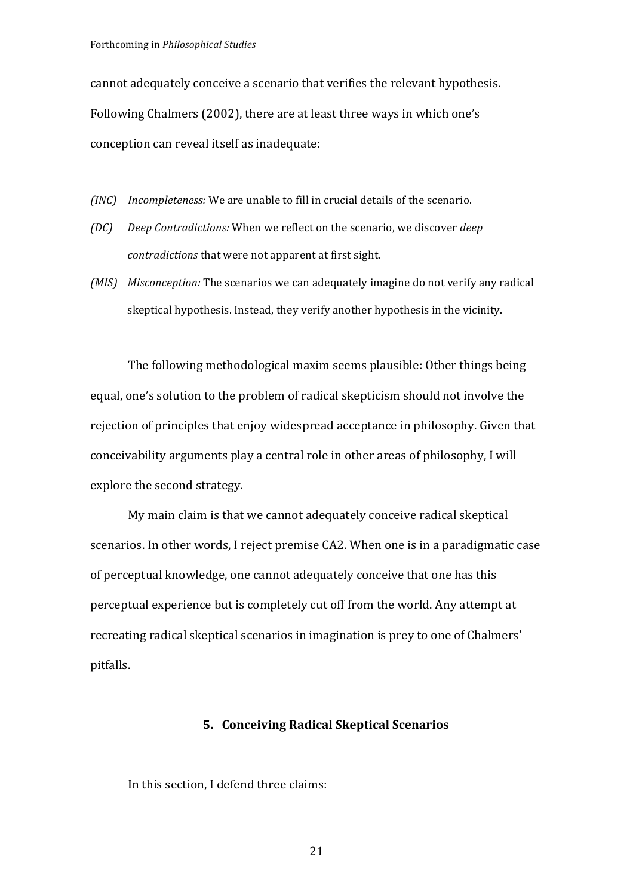cannot adequately conceive a scenario that verifies the relevant hypothesis. Following Chalmers (2002), there are at least three ways in which one's conception can reveal itself as inadequate:

- *(INC)* *Incompleteness:* We are unable to fill in crucial details of the scenario.
- *(DC)* *Deep Contradictions:* When we reflect on the scenario, we discover *deep contradictions* that were not apparent at first sight.
- *(MIS)* *Misconception:* The scenarios we can adequately imagine do not verify any radical skeptical hypothesis. Instead, they verify another hypothesis in the vicinity.

The following methodological maxim seems plausible: Other things being equal, one's solution to the problem of radical skepticism should not involve the rejection of principles that enjoy widespread acceptance in philosophy. Given that conceivability arguments play a central role in other areas of philosophy, I will explore the second strategy.

My main claim is that we cannot adequately conceive radical skeptical scenarios. In other words, I reject premise CA2. When one is in a paradigmatic case of perceptual knowledge, one cannot adequately conceive that one has this perceptual experience but is completely cut off from the world. Any attempt at recreating radical skeptical scenarios in imagination is prey to one of Chalmers' pitfalls.

## 5. Conceiving Radical Skeptical Scenarios

In this section, I defend three claims: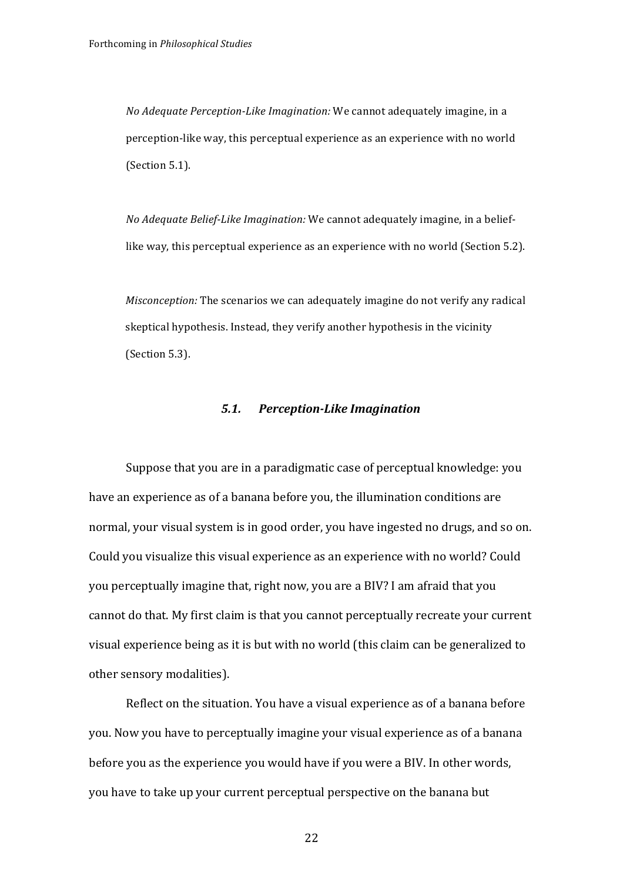*No Adequate Perception-Like Imagination:* We cannot adequately imagine, in a perception-like way, this perceptual experience as an experience with no world (Section 5.1).

*No Adequate Belief-Like Imagination:* We cannot adequately imagine, in a belief-like way, this perceptual experience as an experience with no world (Section 5.2).

*Misconception:* The scenarios we can adequately imagine do not verify any radical skeptical hypothesis. Instead, they verify another hypothesis in the vicinity (Section 5.3).

### *5.1. Perception-Like Imagination*

Suppose that you are in a paradigmatic case of perceptual knowledge: you have an experience as of a banana before you, the illumination conditions are normal, your visual system is in good order, you have ingested no drugs, and so on. Could you visualize this visual experience as an experience with no world? Could you perceptually imagine that, right now, you are a BIV? I am afraid that you cannot do that. My first claim is that you cannot perceptually recreate your current visual experience being as it is but with no world (this claim can be generalized to other sensory modalities).

Reflect on the situation. You have a visual experience as of a banana before you. Now you have to perceptually imagine your visual experience as of a banana before you as the experience you would have if you were a BIV. In other words, you have to take up your current perceptual perspective on the banana but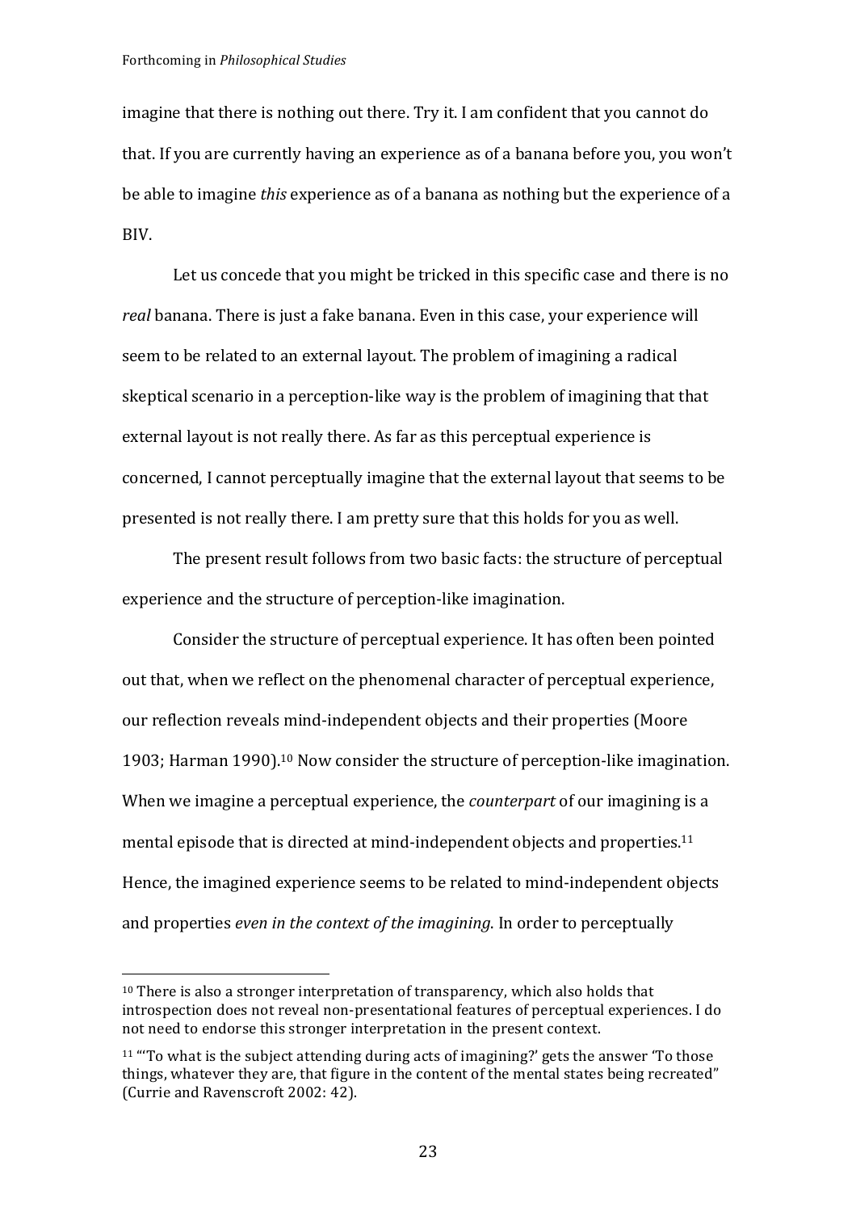imagine that there is nothing out there. Try it. I am confident that you cannot do that. If you are currently having an experience as of a banana before you, you won't be able to imagine *this* experience as of a banana as nothing but the experience of a BIV.

Let us concede that you might be tricked in this specific case and there is no *real* banana. There is just a fake banana. Even in this case, your experience will seem to be related to an external layout. The problem of imagining a radical skeptical scenario in a perception-like way is the problem of imagining that that external layout is not really there. As far as this perceptual experience is concerned, I cannot perceptually imagine that the external layout that seems to be presented is not really there. I am pretty sure that this holds for you as well.

The present result follows from two basic facts: the structure of perceptual experience and the structure of perception-like imagination.

Consider the structure of perceptual experience. It has often been pointed out that, when we reflect on the phenomenal character of perceptual experience, our reflection reveals mind-independent objects and their properties (Moore 1903; Harman 1990).[10] Now consider the structure of perception-like imagination. When we imagine a perceptual experience, the *counterpart* of our imagining is a mental episode that is directed at mind-independent objects and properties.[11] Hence, the imagined experience seems to be related to mind-independent objects and properties *even in the context of the imagining*. In order to perceptually

---

[10] There is also a stronger interpretation of transparency, which also holds that introspection does not reveal non-presentational features of perceptual experiences. I do not need to endorse this stronger interpretation in the present context.

[11] "'To what is the subject attending during acts of imagining?' gets the answer 'To those things, whatever they are, that figure in the content of the mental states being recreated" (Currie and Ravenscroft 2002: 42).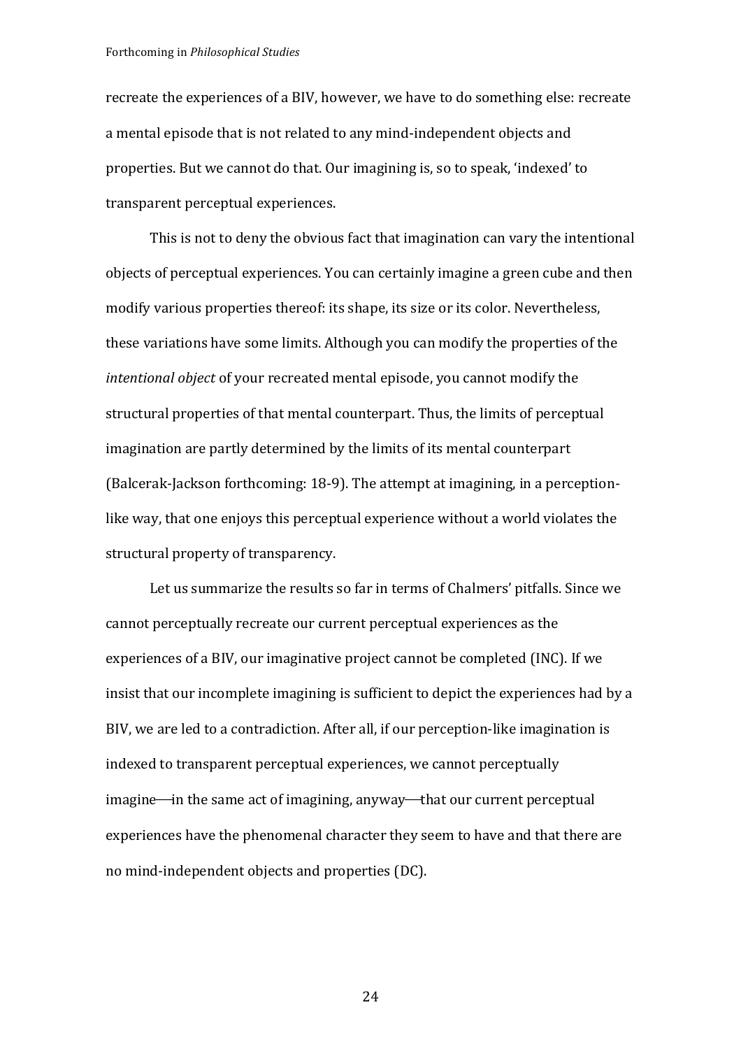recreate the experiences of a BIV, however, we have to do something else: recreate a mental episode that is not related to any mind-independent objects and properties. But we cannot do that. Our imagining is, so to speak, 'indexed' to transparent perceptual experiences.

This is not to deny the obvious fact that imagination can vary the intentional objects of perceptual experiences. You can certainly imagine a green cube and then modify various properties thereof: its shape, its size or its color. Nevertheless, these variations have some limits. Although you can modify the properties of the *intentional object* of your recreated mental episode, you cannot modify the structural properties of that mental counterpart. Thus, the limits of perceptual imagination are partly determined by the limits of its mental counterpart (Balcerak-Jackson forthcoming: 18-9). The attempt at imagining, in a perception-like way, that one enjoys this perceptual experience without a world violates the structural property of transparency.

Let us summarize the results so far in terms of Chalmers' pitfalls. Since we cannot perceptually recreate our current perceptual experiences as the experiences of a BIV, our imaginative project cannot be completed (INC). If we insist that our incomplete imagining is sufficient to depict the experiences had by a BIV, we are led to a contradiction. After all, if our perception-like imagination is indexed to transparent perceptual experiences, we cannot perceptually imagine—in the same act of imagining, anyway—that our current perceptual experiences have the phenomenal character they seem to have and that there are no mind-independent objects and properties (DC).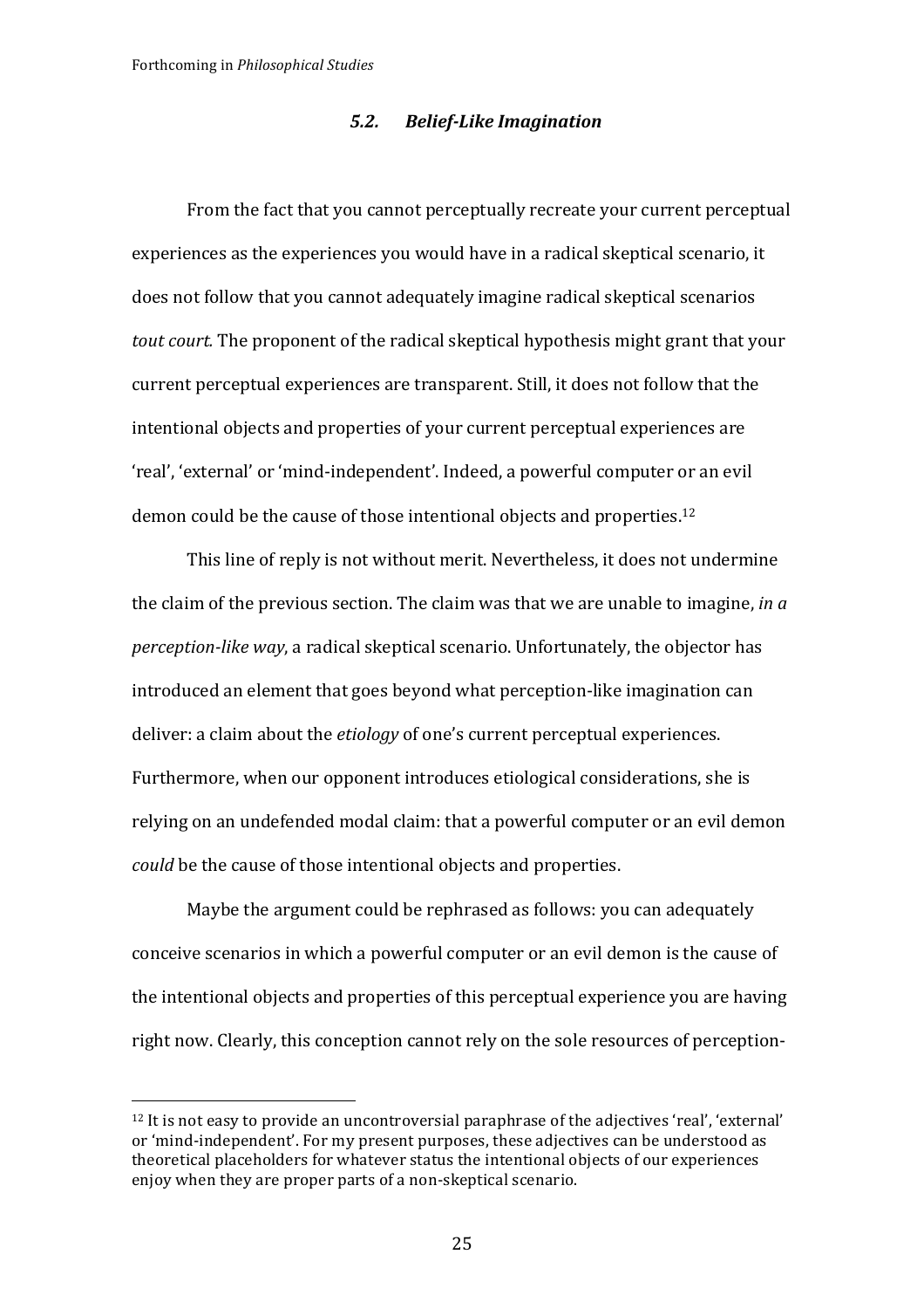### *5.2. Belief-Like Imagination*

From the fact that you cannot perceptually recreate your current perceptual experiences as the experiences you would have in a radical skeptical scenario, it does not follow that you cannot adequately imagine radical skeptical scenarios *tout court.* The proponent of the radical skeptical hypothesis might grant that your current perceptual experiences are transparent. Still, it does not follow that the intentional objects and properties of your current perceptual experiences are 'real', 'external' or 'mind-independent'. Indeed, a powerful computer or an evil demon could be the cause of those intentional objects and properties.[12]

This line of reply is not without merit. Nevertheless, it does not undermine the claim of the previous section. The claim was that we are unable to imagine, *in a perception-like way*, a radical skeptical scenario. Unfortunately, the objector has introduced an element that goes beyond what perception-like imagination can deliver: a claim about the *etiology* of one's current perceptual experiences. Furthermore, when our opponent introduces etiological considerations, she is relying on an undefended modal claim: that a powerful computer or an evil demon *could* be the cause of those intentional objects and properties.

Maybe the argument could be rephrased as follows: you can adequately conceive scenarios in which a powerful computer or an evil demon is the cause of the intentional objects and properties of this perceptual experience you are having right now. Clearly, this conception cannot rely on the sole resources of perception-

[12] It is not easy to provide an uncontroversial paraphrase of the adjectives 'real', 'external' or 'mind-independent'. For my present purposes, these adjectives can be understood as theoretical placeholders for whatever status the intentional objects of our experiences enjoy when they are proper parts of a non-skeptical scenario.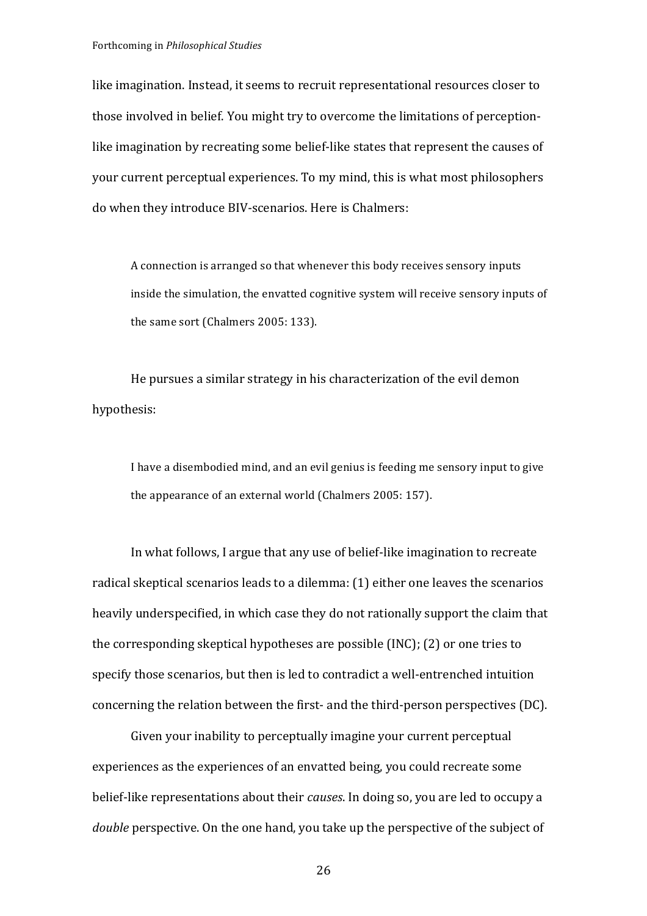like imagination. Instead, it seems to recruit representational resources closer to those involved in belief. You might try to overcome the limitations of perception-like imagination by recreating some belief-like states that represent the causes of your current perceptual experiences. To my mind, this is what most philosophers do when they introduce BIV-scenarios. Here is Chalmers:

> A connection is arranged so that whenever this body receives sensory inputs inside the simulation, the envatted cognitive system will receive sensory inputs of the same sort (Chalmers 2005: 133).

He pursues a similar strategy in his characterization of the evil demon hypothesis:

> I have a disembodied mind, and an evil genius is feeding me sensory input to give the appearance of an external world (Chalmers 2005: 157).

In what follows, I argue that any use of belief-like imagination to recreate radical skeptical scenarios leads to a dilemma: (1) either one leaves the scenarios heavily underspecified, in which case they do not rationally support the claim that the corresponding skeptical hypotheses are possible (INC); (2) or one tries to specify those scenarios, but then is led to contradict a well-entrenched intuition concerning the relation between the first- and the third-person perspectives (DC).

Given your inability to perceptually imagine your current perceptual experiences as the experiences of an envatted being, you could recreate some belief-like representations about their *causes*. In doing so, you are led to occupy a *double* perspective. On the one hand, you take up the perspective of the subject of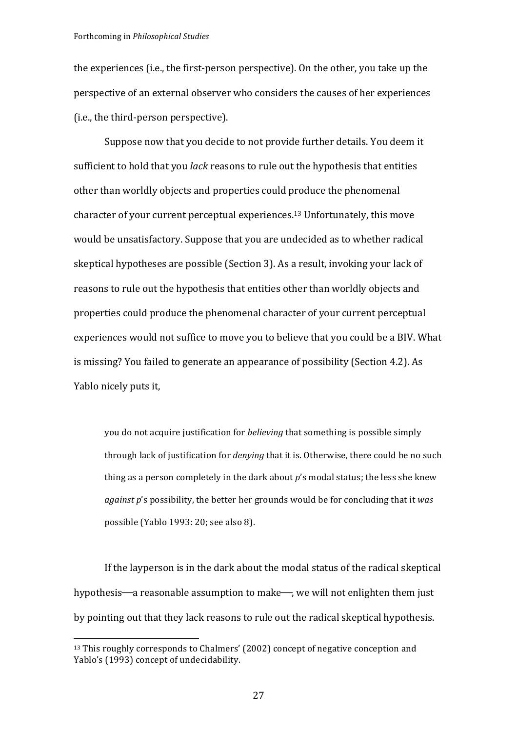the experiences (i.e., the first-person perspective). On the other, you take up the perspective of an external observer who considers the causes of her experiences (i.e., the third-person perspective).

Suppose now that you decide to not provide further details. You deem it sufficient to hold that you *lack* reasons to rule out the hypothesis that entities other than worldly objects and properties could produce the phenomenal character of your current perceptual experiences.[13] Unfortunately, this move would be unsatisfactory. Suppose that you are undecided as to whether radical skeptical hypotheses are possible (Section 3). As a result, invoking your lack of reasons to rule out the hypothesis that entities other than worldly objects and properties could produce the phenomenal character of your current perceptual experiences would not suffice to move you to believe that you could be a BIV. What is missing? You failed to generate an appearance of possibility (Section 4.2). As Yablo nicely puts it,

> you do not acquire justification for *believing* that something is possible simply through lack of justification for *denying* that it is. Otherwise, there could be no such thing as a person completely in the dark about *p*'s modal status; the less she knew *against p*'s possibility, the better her grounds would be for concluding that it *was* possible (Yablo 1993: 20; see also 8).

If the layperson is in the dark about the modal status of the radical skeptical hypothesis—a reasonable assumption to make—, we will not enlighten them just by pointing out that they lack reasons to rule out the radical skeptical hypothesis.

---

[13] This roughly corresponds to Chalmers' (2002) concept of negative conception and Yablo's (1993) concept of undecidability.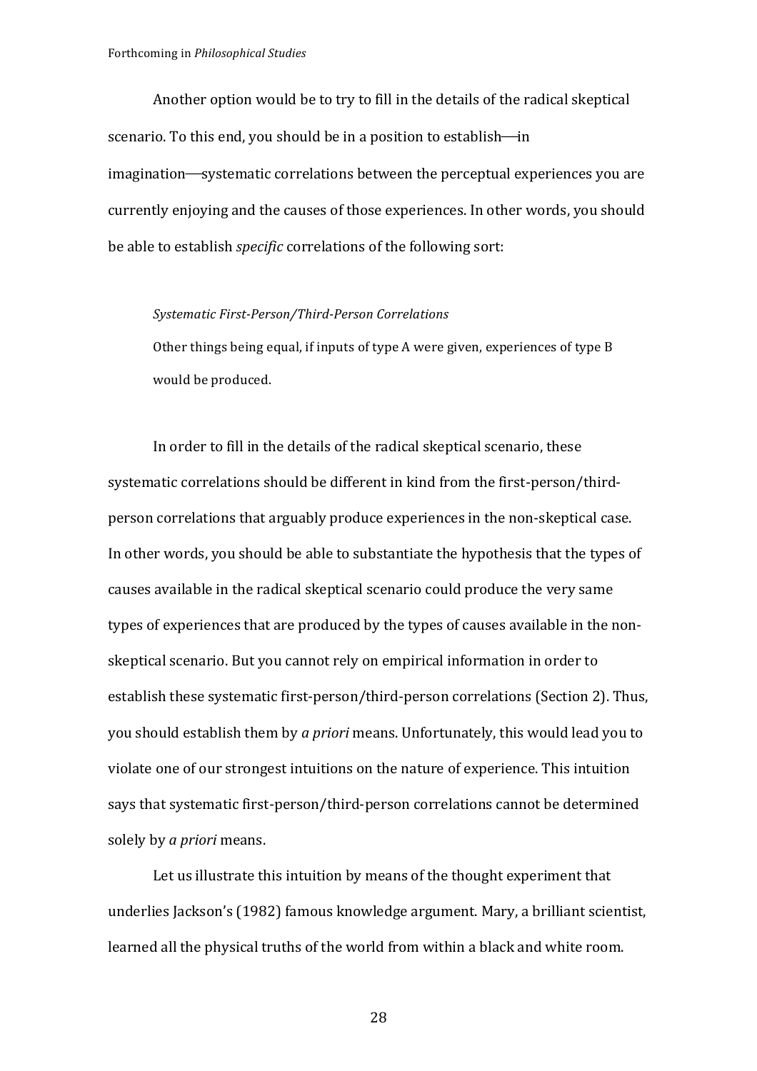Another option would be to try to fill in the details of the radical skeptical scenario. To this end, you should be in a position to establish—in imagination—systematic correlations between the perceptual experiences you are currently enjoying and the causes of those experiences. In other words, you should be able to establish *specific* correlations of the following sort:

> *Systematic First-Person/Third-Person Correlations*
> Other things being equal, if inputs of type A were given, experiences of type B would be produced.

In order to fill in the details of the radical skeptical scenario, these systematic correlations should be different in kind from the first-person/third-person correlations that arguably produce experiences in the non-skeptical case. In other words, you should be able to substantiate the hypothesis that the types of causes available in the radical skeptical scenario could produce the very same types of experiences that are produced by the types of causes available in the non-skeptical scenario. But you cannot rely on empirical information in order to establish these systematic first-person/third-person correlations (Section 2). Thus, you should establish them by *a priori* means. Unfortunately, this would lead you to violate one of our strongest intuitions on the nature of experience. This intuition says that systematic first-person/third-person correlations cannot be determined solely by *a priori* means.

Let us illustrate this intuition by means of the thought experiment that underlies Jackson's (1982) famous knowledge argument. Mary, a brilliant scientist, learned all the physical truths of the world from within a black and white room.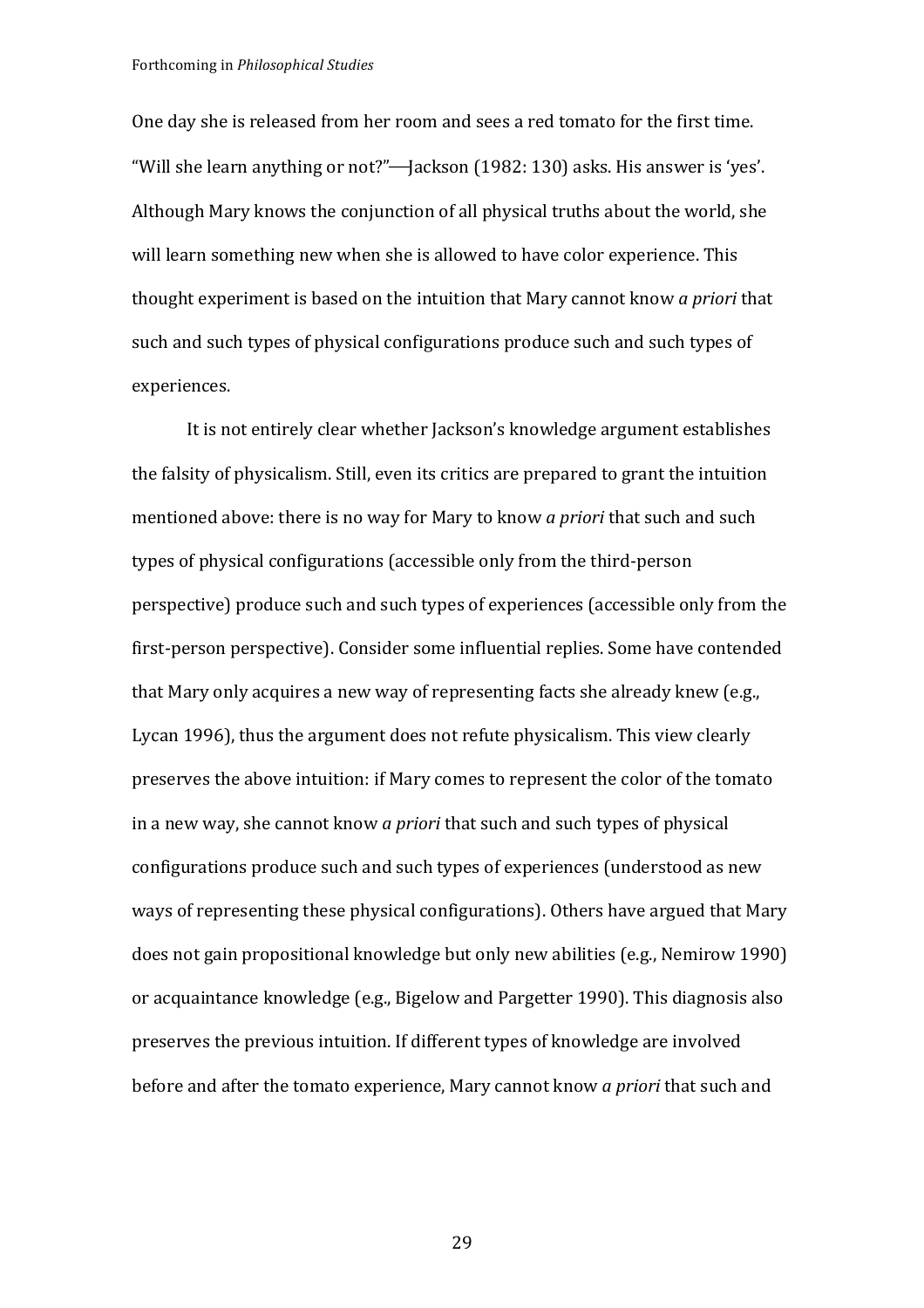One day she is released from her room and sees a red tomato for the first time. "Will she learn anything or not?"—Jackson (1982: 130) asks. His answer is 'yes'. Although Mary knows the conjunction of all physical truths about the world, she will learn something new when she is allowed to have color experience. This thought experiment is based on the intuition that Mary cannot know *a priori* that such and such types of physical configurations produce such and such types of experiences.

It is not entirely clear whether Jackson's knowledge argument establishes the falsity of physicalism. Still, even its critics are prepared to grant the intuition mentioned above: there is no way for Mary to know *a priori* that such and such types of physical configurations (accessible only from the third-person perspective) produce such and such types of experiences (accessible only from the first-person perspective). Consider some influential replies. Some have contended that Mary only acquires a new way of representing facts she already knew (e.g., Lycan 1996), thus the argument does not refute physicalism. This view clearly preserves the above intuition: if Mary comes to represent the color of the tomato in a new way, she cannot know *a priori* that such and such types of physical configurations produce such and such types of experiences (understood as new ways of representing these physical configurations). Others have argued that Mary does not gain propositional knowledge but only new abilities (e.g., Nemirow 1990) or acquaintance knowledge (e.g., Bigelow and Pargetter 1990). This diagnosis also preserves the previous intuition. If different types of knowledge are involved before and after the tomato experience, Mary cannot know *a priori* that such and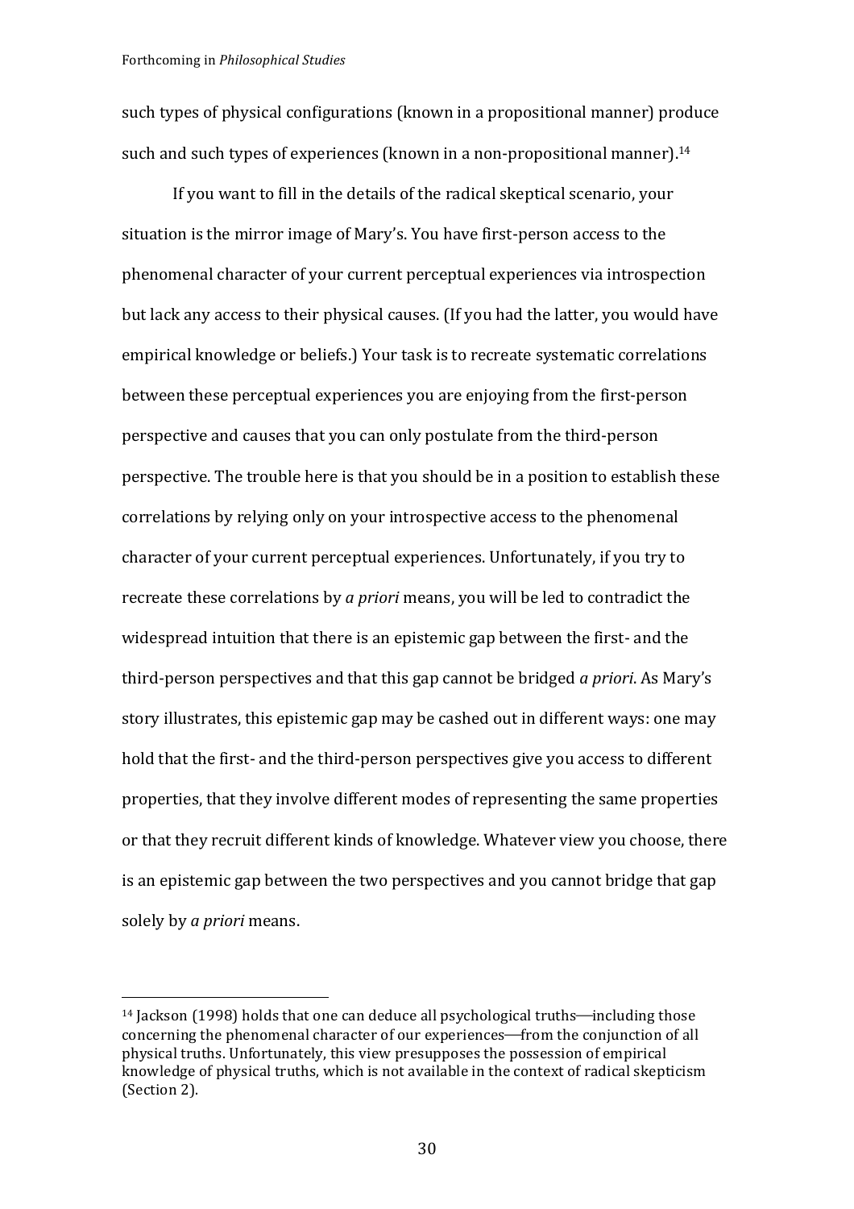such types of physical configurations (known in a propositional manner) produce such and such types of experiences (known in a non-propositional manner).[14]

If you want to fill in the details of the radical skeptical scenario, your situation is the mirror image of Mary's. You have first-person access to the phenomenal character of your current perceptual experiences via introspection but lack any access to their physical causes. (If you had the latter, you would have empirical knowledge or beliefs.) Your task is to recreate systematic correlations between these perceptual experiences you are enjoying from the first-person perspective and causes that you can only postulate from the third-person perspective. The trouble here is that you should be in a position to establish these correlations by relying only on your introspective access to the phenomenal character of your current perceptual experiences. Unfortunately, if you try to recreate these correlations by *a priori* means, you will be led to contradict the widespread intuition that there is an epistemic gap between the first- and the third-person perspectives and that this gap cannot be bridged *a priori*. As Mary's story illustrates, this epistemic gap may be cashed out in different ways: one may hold that the first- and the third-person perspectives give you access to different properties, that they involve different modes of representing the same properties or that they recruit different kinds of knowledge. Whatever view you choose, there is an epistemic gap between the two perspectives and you cannot bridge that gap solely by *a priori* means.

[14] Jackson (1998) holds that one can deduce all psychological truths—including those concerning the phenomenal character of our experiences—from the conjunction of all physical truths. Unfortunately, this view presupposes the possession of empirical knowledge of physical truths, which is not available in the context of radical skepticism (Section 2).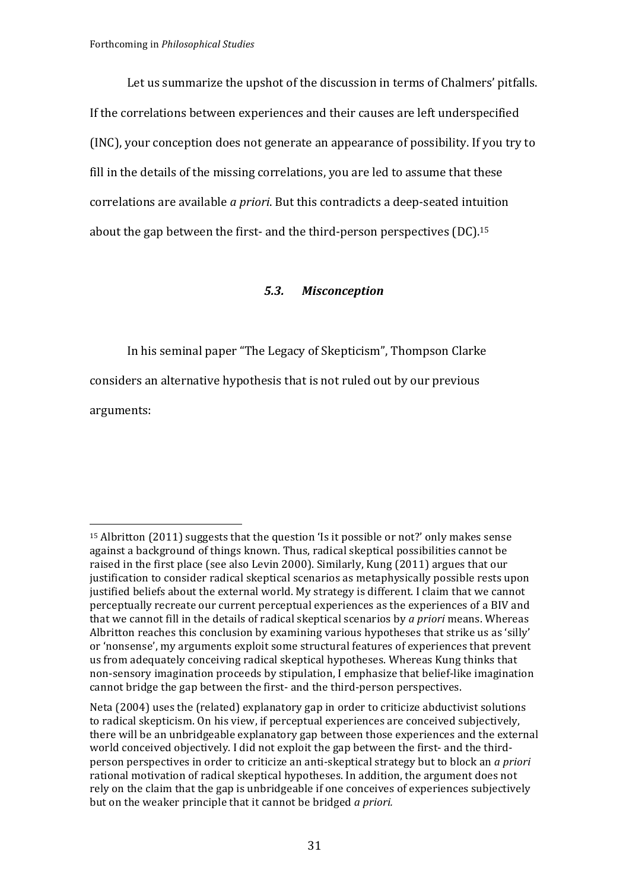Let us summarize the upshot of the discussion in terms of Chalmers' pitfalls. If the correlations between experiences and their causes are left underspecified (INC), your conception does not generate an appearance of possibility. If you try to fill in the details of the missing correlations, you are led to assume that these correlations are available *a priori*. But this contradicts a deep-seated intuition about the gap between the first- and the third-person perspectives (DC).[15]

### *5.3. Misconception*

In his seminal paper "The Legacy of Skepticism", Thompson Clarke considers an alternative hypothesis that is not ruled out by our previous arguments:

---

[15] Albritton (2011) suggests that the question 'Is it possible or not?' only makes sense against a background of things known. Thus, radical skeptical possibilities cannot be raised in the first place (see also Levin 2000). Similarly, Kung (2011) argues that our justification to consider radical skeptical scenarios as metaphysically possible rests upon justified beliefs about the external world. My strategy is different. I claim that we cannot perceptually recreate our current perceptual experiences as the experiences of a BIV and that we cannot fill in the details of radical skeptical scenarios by *a priori* means. Whereas Albritton reaches this conclusion by examining various hypotheses that strike us as 'silly' or 'nonsense', my arguments exploit some structural features of experiences that prevent us from adequately conceiving radical skeptical hypotheses. Whereas Kung thinks that non-sensory imagination proceeds by stipulation, I emphasize that belief-like imagination cannot bridge the gap between the first- and the third-person perspectives.

Neta (2004) uses the (related) explanatory gap in order to criticize abductivist solutions to radical skepticism. On his view, if perceptual experiences are conceived subjectively, there will be an unbridgeable explanatory gap between those experiences and the external world conceived objectively. I did not exploit the gap between the first- and the third-person perspectives in order to criticize an anti-skeptical strategy but to block an *a priori* rational motivation of radical skeptical hypotheses. In addition, the argument does not rely on the claim that the gap is unbridgeable if one conceives of experiences subjectively but on the weaker principle that it cannot be bridged *a priori.*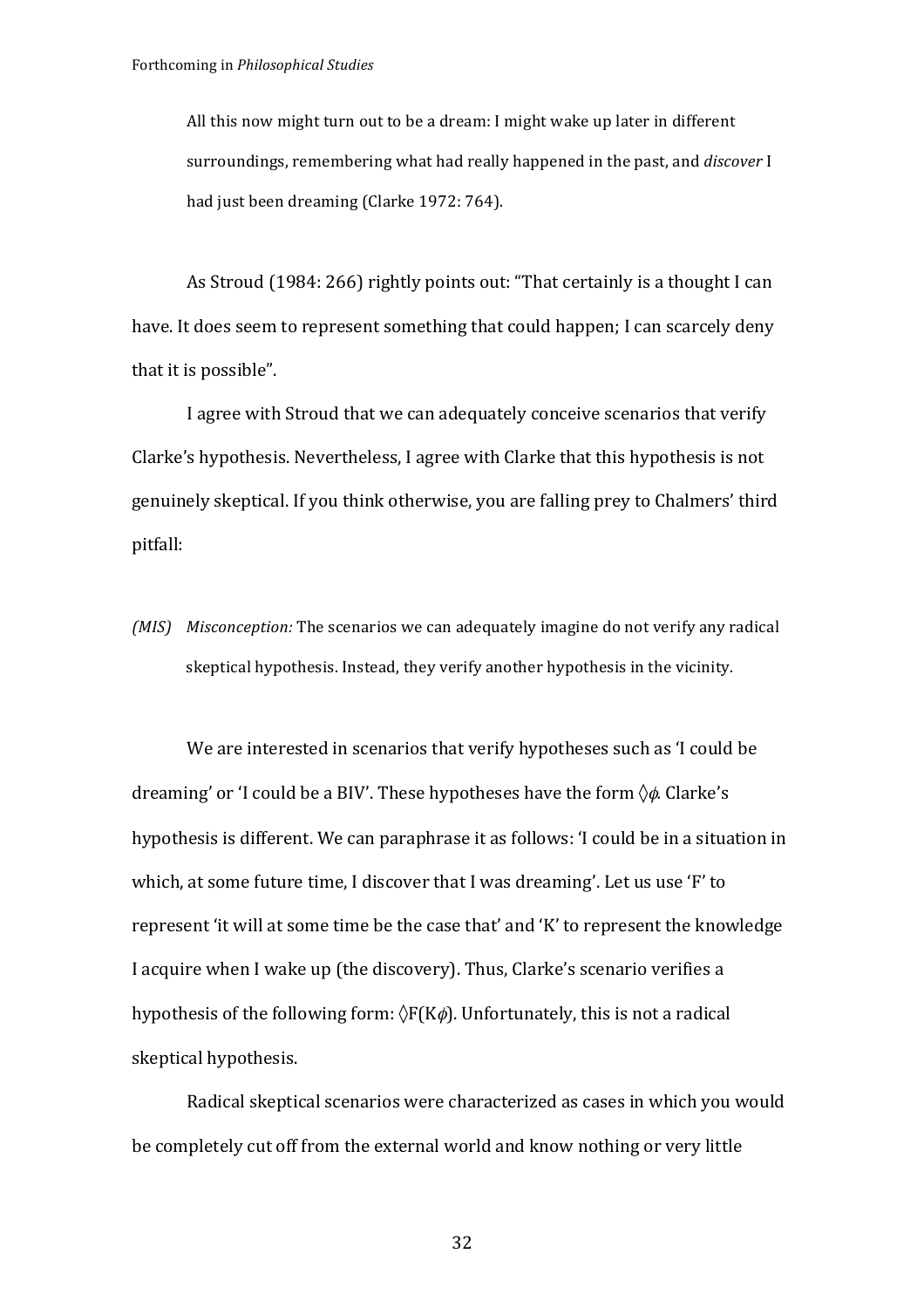> All this now might turn out to be a dream: I might wake up later in different surroundings, remembering what had really happened in the past, and *discover* I had just been dreaming (Clarke 1972: 764).

As Stroud (1984: 266) rightly points out: "That certainly is a thought I can have. It does seem to represent something that could happen; I can scarcely deny that it is possible".

I agree with Stroud that we can adequately conceive scenarios that verify Clarke's hypothesis. Nevertheless, I agree with Clarke that this hypothesis is not genuinely skeptical. If you think otherwise, you are falling prey to Chalmers' third pitfall:

*(MIS)* *Misconception:* The scenarios we can adequately imagine do not verify any radical skeptical hypothesis. Instead, they verify another hypothesis in the vicinity.

We are interested in scenarios that verify hypotheses such as 'I could be dreaming' or 'I could be a BIV'. These hypotheses have the form $\Diamond\phi$. Clarke's hypothesis is different. We can paraphrase it as follows: 'I could be in a situation in which, at some future time, I discover that I was dreaming'. Let us use 'F' to represent 'it will at some time be the case that' and 'K' to represent the knowledge I acquire when I wake up (the discovery). Thus, Clarke's scenario verifies a hypothesis of the following form: $\Diamond F(K\phi)$. Unfortunately, this is not a radical skeptical hypothesis.

Radical skeptical scenarios were characterized as cases in which you would be completely cut off from the external world and know nothing or very little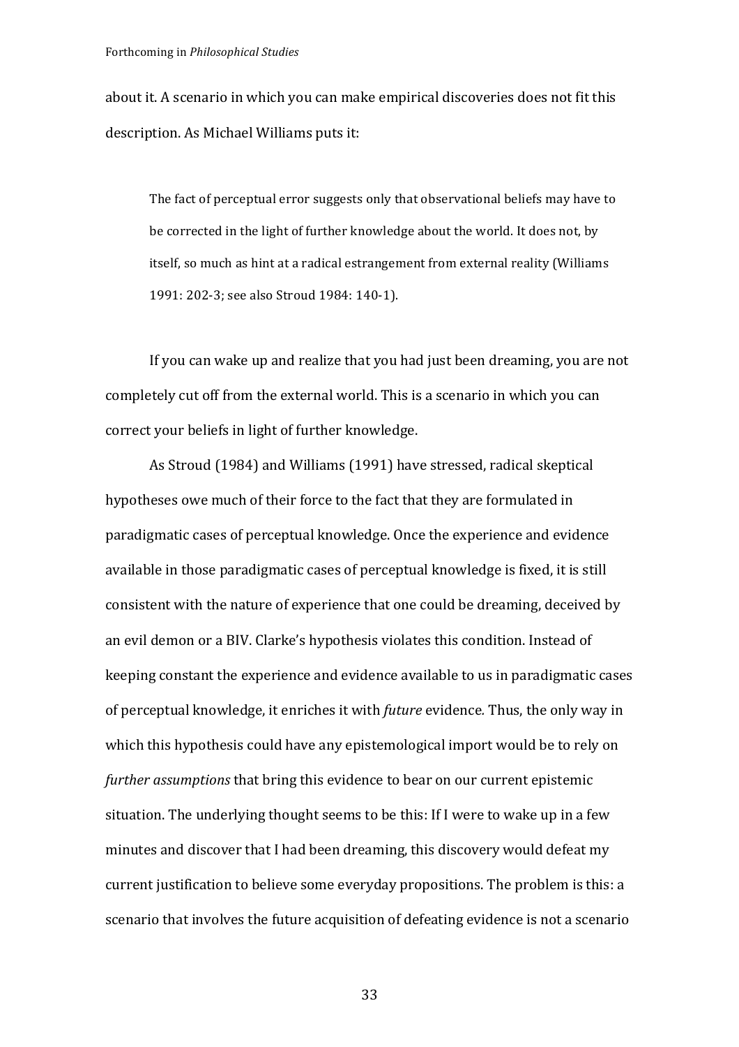about it. A scenario in which you can make empirical discoveries does not fit this description. As Michael Williams puts it:

> The fact of perceptual error suggests only that observational beliefs may have to be corrected in the light of further knowledge about the world. It does not, by itself, so much as hint at a radical estrangement from external reality (Williams 1991: 202-3; see also Stroud 1984: 140-1).

If you can wake up and realize that you had just been dreaming, you are not completely cut off from the external world. This is a scenario in which you can correct your beliefs in light of further knowledge.

As Stroud (1984) and Williams (1991) have stressed, radical skeptical hypotheses owe much of their force to the fact that they are formulated in paradigmatic cases of perceptual knowledge. Once the experience and evidence available in those paradigmatic cases of perceptual knowledge is fixed, it is still consistent with the nature of experience that one could be dreaming, deceived by an evil demon or a BIV. Clarke's hypothesis violates this condition. Instead of keeping constant the experience and evidence available to us in paradigmatic cases of perceptual knowledge, it enriches it with *future* evidence. Thus, the only way in which this hypothesis could have any epistemological import would be to rely on *further assumptions* that bring this evidence to bear on our current epistemic situation. The underlying thought seems to be this: If I were to wake up in a few minutes and discover that I had been dreaming, this discovery would defeat my current justification to believe some everyday propositions. The problem is this: a scenario that involves the future acquisition of defeating evidence is not a scenario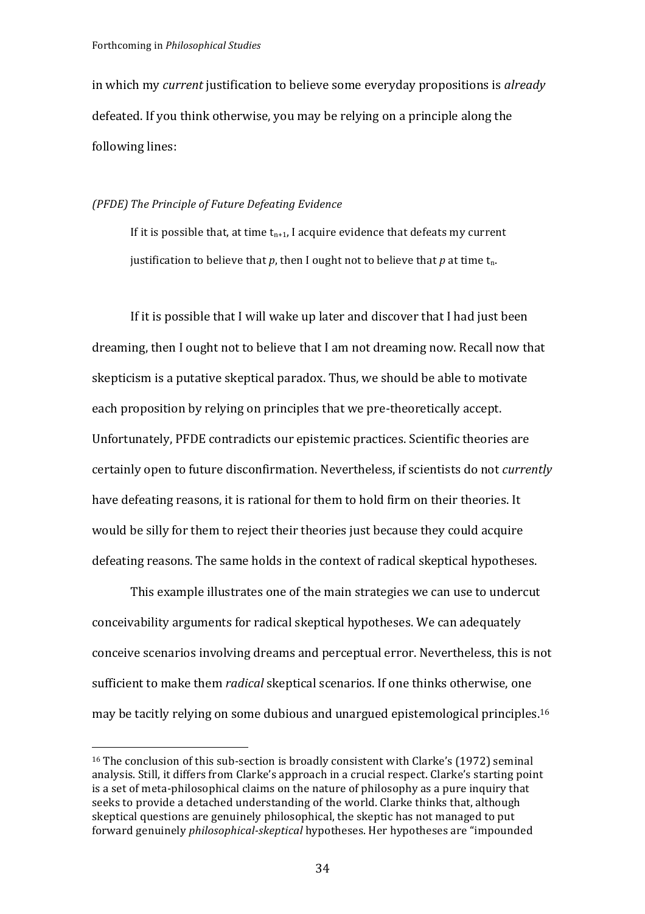in which my *current* justification to believe some everyday propositions is *already* defeated. If you think otherwise, you may be relying on a principle along the following lines:

*(PFDE) The Principle of Future Defeating Evidence*

> If it is possible that, at time $t_{n+1}$, I acquire evidence that defeats my current justification to believe that *p*, then I ought not to believe that *p* at time $t_n$.

If it is possible that I will wake up later and discover that I had just been dreaming, then I ought not to believe that I am not dreaming now. Recall now that skepticism is a putative skeptical paradox. Thus, we should be able to motivate each proposition by relying on principles that we pre-theoretically accept. Unfortunately, PFDE contradicts our epistemic practices. Scientific theories are certainly open to future disconfirmation. Nevertheless, if scientists do not *currently* have defeating reasons, it is rational for them to hold firm on their theories. It would be silly for them to reject their theories just because they could acquire defeating reasons. The same holds in the context of radical skeptical hypotheses.

This example illustrates one of the main strategies we can use to undercut conceivability arguments for radical skeptical hypotheses. We can adequately conceive scenarios involving dreams and perceptual error. Nevertheless, this is not sufficient to make them *radical* skeptical scenarios. If one thinks otherwise, one may be tacitly relying on some dubious and unargued epistemological principles.[16]

[16] The conclusion of this sub-section is broadly consistent with Clarke's (1972) seminal analysis. Still, it differs from Clarke's approach in a crucial respect. Clarke's starting point is a set of meta-philosophical claims on the nature of philosophy as a pure inquiry that seeks to provide a detached understanding of the world. Clarke thinks that, although skeptical questions are genuinely philosophical, the skeptic has not managed to put forward genuinely *philosophical-skeptical* hypotheses. Her hypotheses are "impounded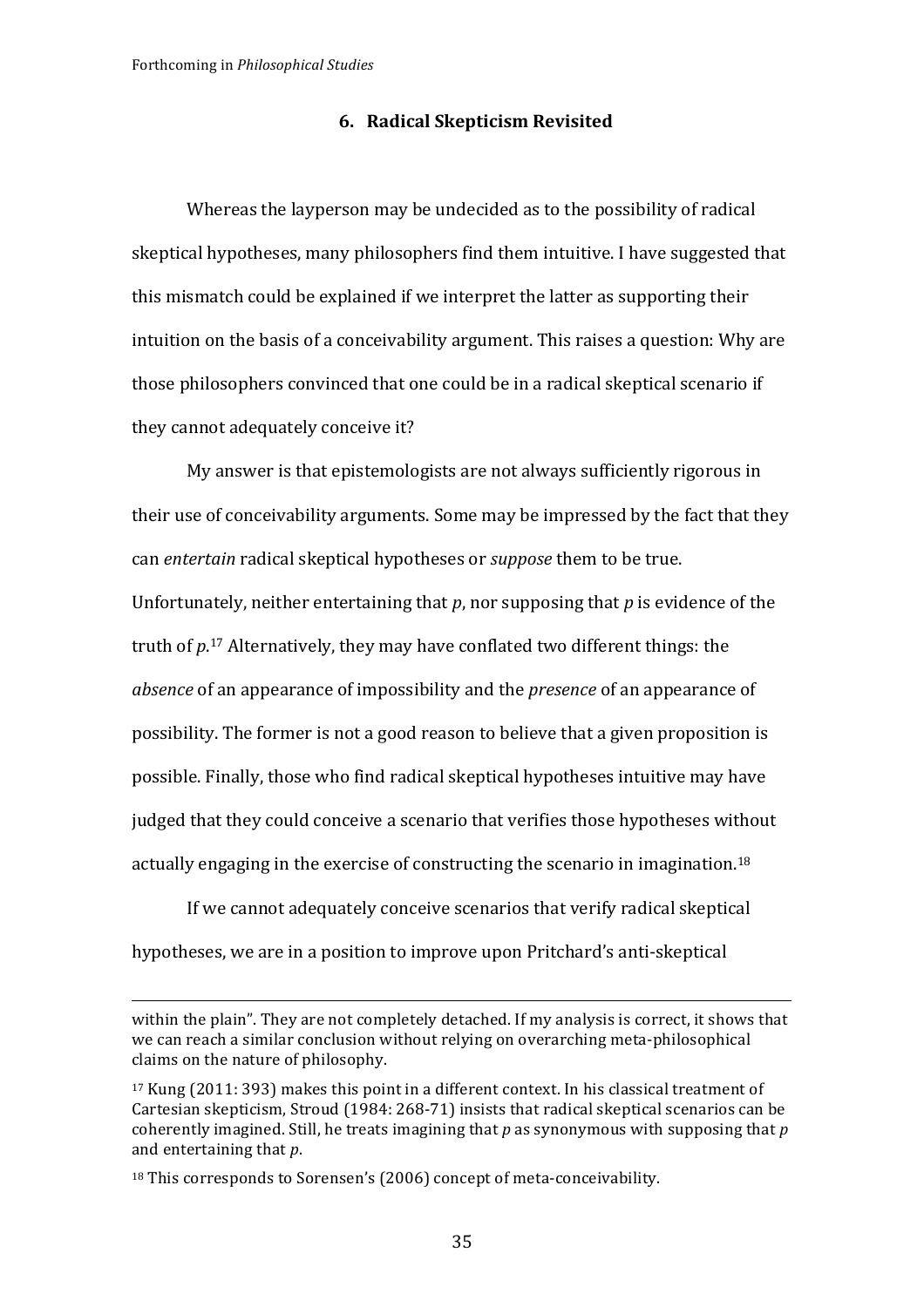## 6. Radical Skepticism Revisited

Whereas the layperson may be undecided as to the possibility of radical skeptical hypotheses, many philosophers find them intuitive. I have suggested that this mismatch could be explained if we interpret the latter as supporting their intuition on the basis of a conceivability argument. This raises a question: Why are those philosophers convinced that one could be in a radical skeptical scenario if they cannot adequately conceive it?

My answer is that epistemologists are not always sufficiently rigorous in their use of conceivability arguments. Some may be impressed by the fact that they can *entertain* radical skeptical hypotheses or *suppose* them to be true. Unfortunately, neither entertaining that *p*, nor supposing that *p* is evidence of the truth of *p*.[17] Alternatively, they may have conflated two different things: the *absence* of an appearance of impossibility and the *presence* of an appearance of possibility. The former is not a good reason to believe that a given proposition is possible. Finally, those who find radical skeptical hypotheses intuitive may have judged that they could conceive a scenario that verifies those hypotheses without actually engaging in the exercise of constructing the scenario in imagination.[18]

If we cannot adequately conceive scenarios that verify radical skeptical hypotheses, we are in a position to improve upon Pritchard's anti-skeptical

---

within the plain". They are not completely detached. If my analysis is correct, it shows that we can reach a similar conclusion without relying on overarching meta-philosophical claims on the nature of philosophy.

[17] Kung (2011: 393) makes this point in a different context. In his classical treatment of Cartesian skepticism, Stroud (1984: 268-71) insists that radical skeptical scenarios can be coherently imagined. Still, he treats imagining that *p* as synonymous with supposing that *p* and entertaining that *p*.

[18] This corresponds to Sorensen's (2006) concept of meta-conceivability.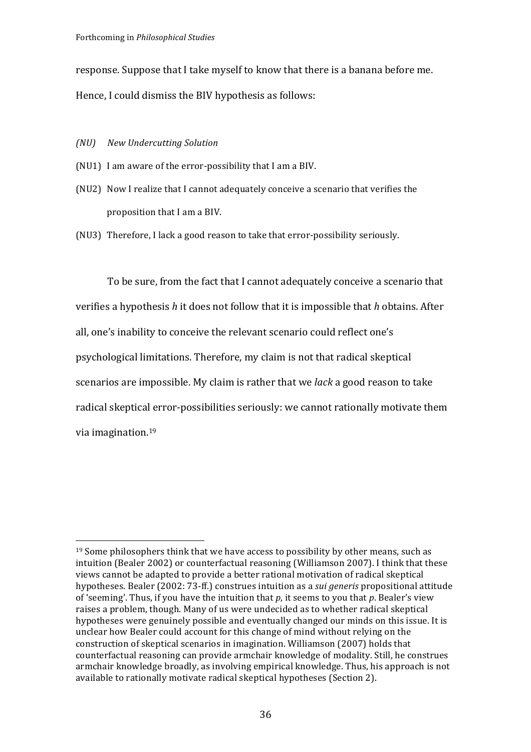response. Suppose that I take myself to know that there is a banana before me. Hence, I could dismiss the BIV hypothesis as follows:

*(NU) New Undercutting Solution*

(NU1) I am aware of the error-possibility that I am a BIV.

(NU2) Now I realize that I cannot adequately conceive a scenario that verifies the proposition that I am a BIV.

(NU3) Therefore, I lack a good reason to take that error-possibility seriously.

To be sure, from the fact that I cannot adequately conceive a scenario that verifies a hypothesis *h* it does not follow that it is impossible that *h* obtains. After all, one's inability to conceive the relevant scenario could reflect one's psychological limitations. Therefore, my claim is not that radical skeptical scenarios are impossible. My claim is rather that we *lack* a good reason to take radical skeptical error-possibilities seriously: we cannot rationally motivate them via imagination.[19]

---

[19] Some philosophers think that we have access to possibility by other means, such as intuition (Bealer 2002) or counterfactual reasoning (Williamson 2007). I think that these views cannot be adapted to provide a better rational motivation of radical skeptical hypotheses. Bealer (2002: 73-ff.) construes intuition as a *sui generis* propositional attitude of 'seeming'. Thus, if you have the intuition that *p*, it seems to you that *p*. Bealer's view raises a problem, though. Many of us were undecided as to whether radical skeptical hypotheses were genuinely possible and eventually changed our minds on this issue. It is unclear how Bealer could account for this change of mind without relying on the construction of skeptical scenarios in imagination. Williamson (2007) holds that counterfactual reasoning can provide armchair knowledge of modality. Still, he construes armchair knowledge broadly, as involving empirical knowledge. Thus, his approach is not available to rationally motivate radical skeptical hypotheses (Section 2).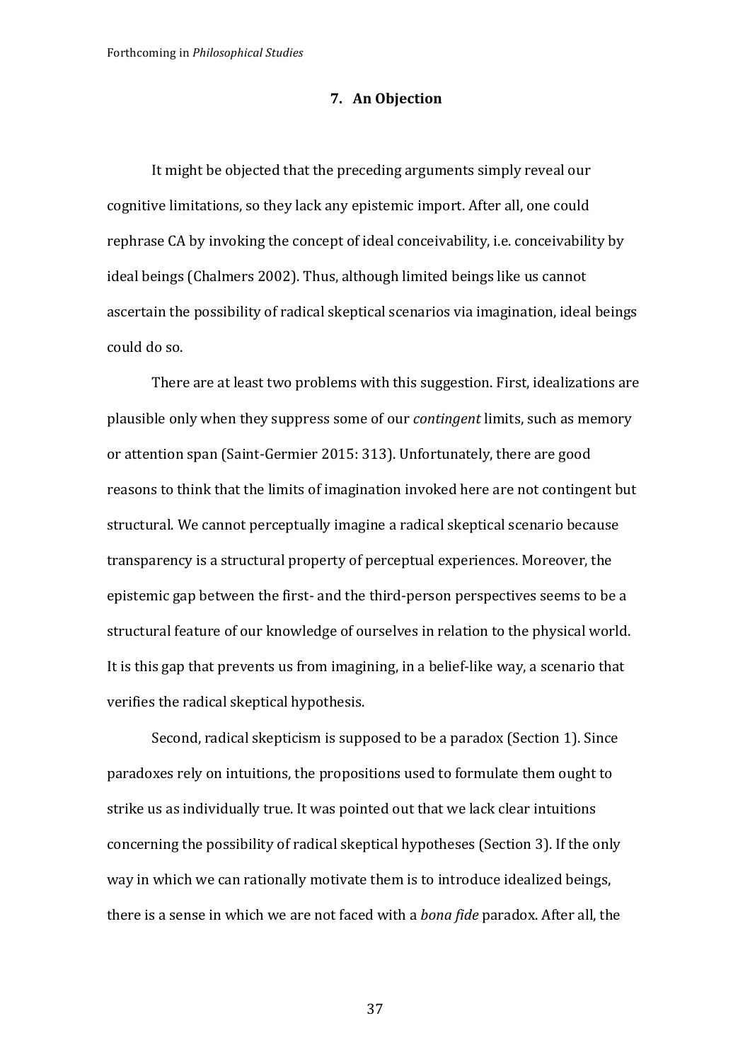## 7. An Objection

It might be objected that the preceding arguments simply reveal our cognitive limitations, so they lack any epistemic import. After all, one could rephrase CA by invoking the concept of ideal conceivability, i.e. conceivability by ideal beings (Chalmers 2002). Thus, although limited beings like us cannot ascertain the possibility of radical skeptical scenarios via imagination, ideal beings could do so.

There are at least two problems with this suggestion. First, idealizations are plausible only when they suppress some of our *contingent* limits, such as memory or attention span (Saint-Germier 2015: 313). Unfortunately, there are good reasons to think that the limits of imagination invoked here are not contingent but structural. We cannot perceptually imagine a radical skeptical scenario because transparency is a structural property of perceptual experiences. Moreover, the epistemic gap between the first- and the third-person perspectives seems to be a structural feature of our knowledge of ourselves in relation to the physical world. It is this gap that prevents us from imagining, in a belief-like way, a scenario that verifies the radical skeptical hypothesis.

Second, radical skepticism is supposed to be a paradox (Section 1). Since paradoxes rely on intuitions, the propositions used to formulate them ought to strike us as individually true. It was pointed out that we lack clear intuitions concerning the possibility of radical skeptical hypotheses (Section 3). If the only way in which we can rationally motivate them is to introduce idealized beings, there is a sense in which we are not faced with a *bona fide* paradox. After all, the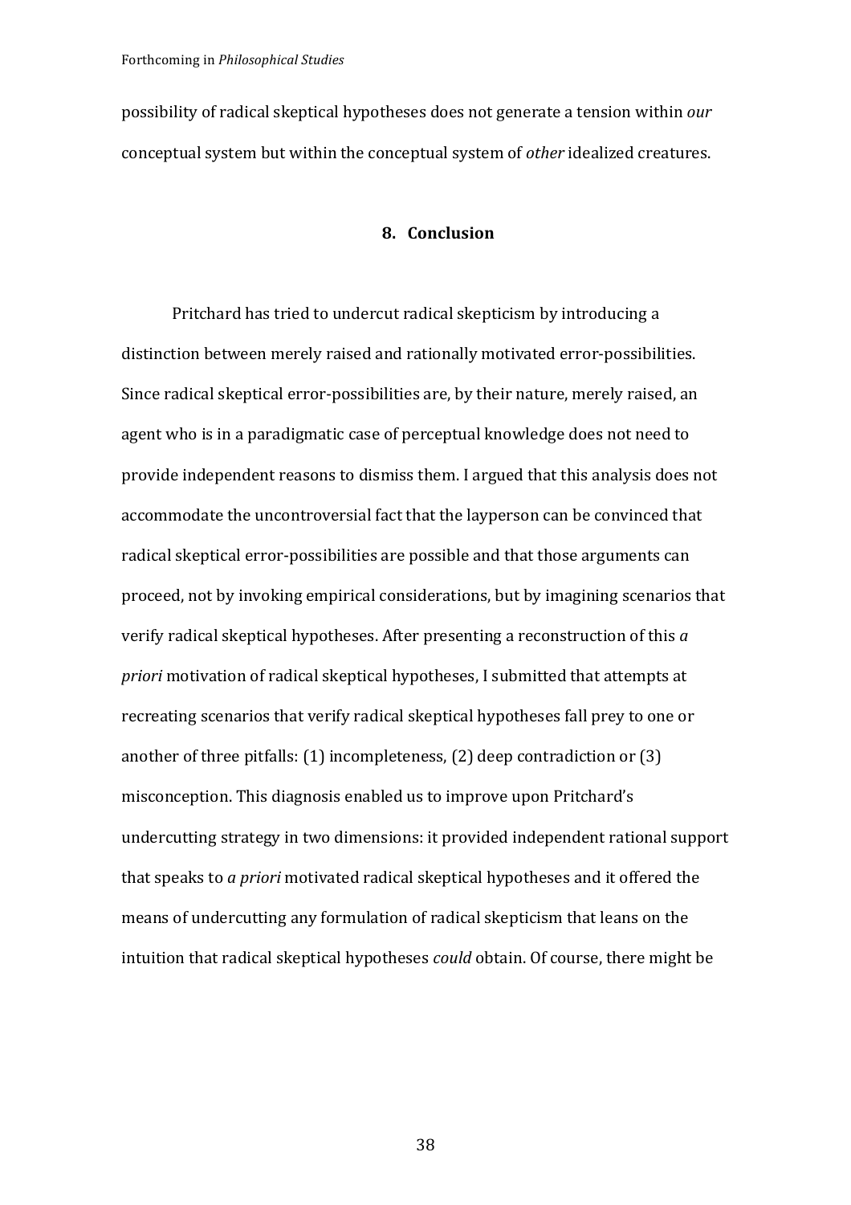possibility of radical skeptical hypotheses does not generate a tension within *our* conceptual system but within the conceptual system of *other* idealized creatures.

## 8. Conclusion

Pritchard has tried to undercut radical skepticism by introducing a distinction between merely raised and rationally motivated error-possibilities. Since radical skeptical error-possibilities are, by their nature, merely raised, an agent who is in a paradigmatic case of perceptual knowledge does not need to provide independent reasons to dismiss them. I argued that this analysis does not accommodate the uncontroversial fact that the layperson can be convinced that radical skeptical error-possibilities are possible and that those arguments can proceed, not by invoking empirical considerations, but by imagining scenarios that verify radical skeptical hypotheses. After presenting a reconstruction of this *a priori* motivation of radical skeptical hypotheses, I submitted that attempts at recreating scenarios that verify radical skeptical hypotheses fall prey to one or another of three pitfalls: (1) incompleteness, (2) deep contradiction or (3) misconception. This diagnosis enabled us to improve upon Pritchard's undercutting strategy in two dimensions: it provided independent rational support that speaks to *a priori* motivated radical skeptical hypotheses and it offered the means of undercutting any formulation of radical skepticism that leans on the intuition that radical skeptical hypotheses *could* obtain. Of course, there might be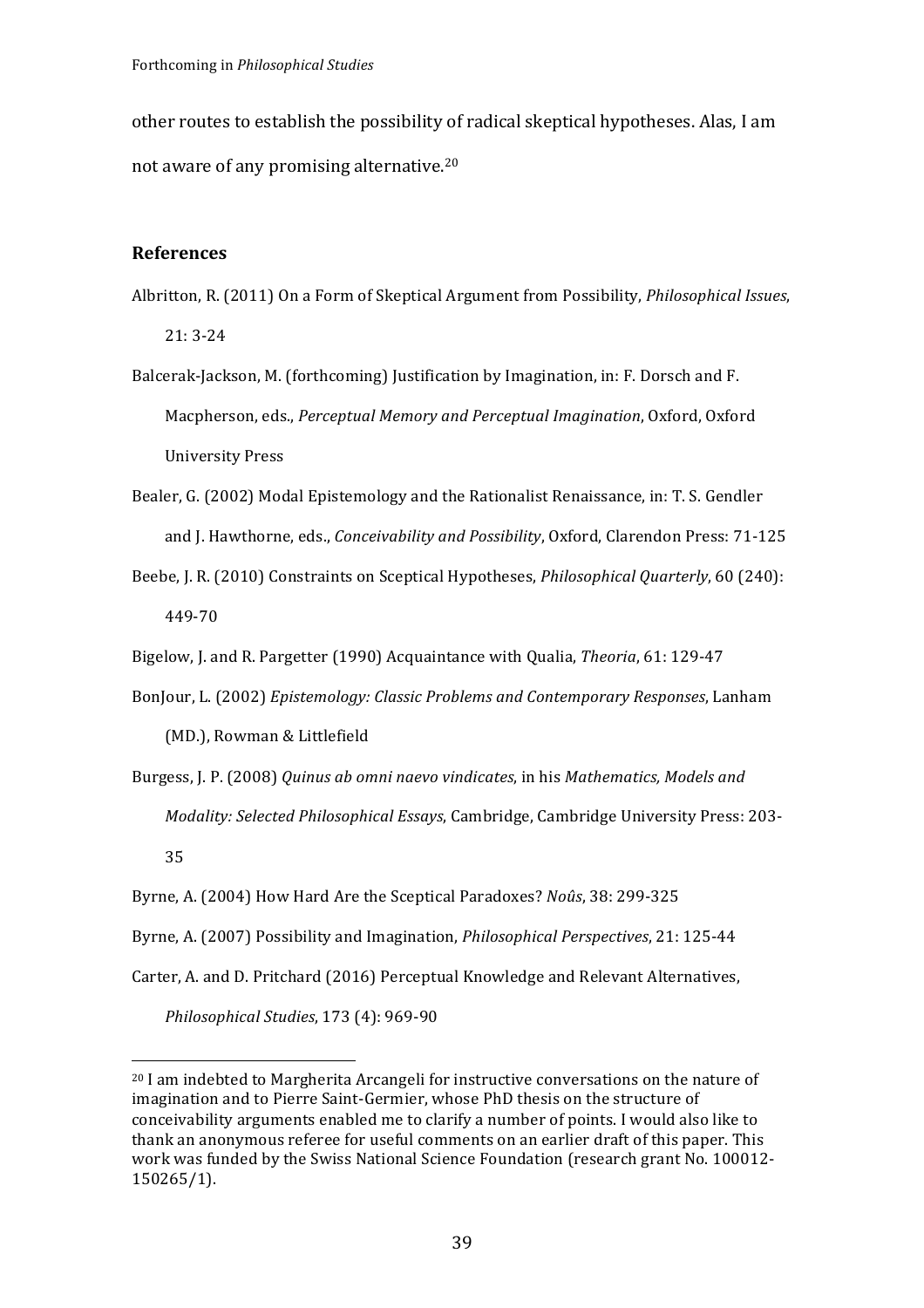other routes to establish the possibility of radical skeptical hypotheses. Alas, I am not aware of any promising alternative.[20]

## References

Albritton, R. (2011) On a Form of Skeptical Argument from Possibility, *Philosophical Issues*, 21: 3-24

Balcerak-Jackson, M. (forthcoming) Justification by Imagination, in: F. Dorsch and F. Macpherson, eds., *Perceptual Memory and Perceptual Imagination*, Oxford, Oxford University Press

Bealer, G. (2002) Modal Epistemology and the Rationalist Renaissance, in: T. S. Gendler and J. Hawthorne, eds., *Conceivability and Possibility*, Oxford, Clarendon Press: 71-125

Beebe, J. R. (2010) Constraints on Sceptical Hypotheses, *Philosophical Quarterly*, 60 (240): 449-70

Bigelow, J. and R. Pargetter (1990) Acquaintance with Qualia, *Theoria*, 61: 129-47

BonJour, L. (2002) *Epistemology: Classic Problems and Contemporary Responses*, Lanham (MD.), Rowman & Littlefield

Burgess, J. P. (2008) *Quinus ab omni naevo vindicates*, in his *Mathematics, Models and Modality: Selected Philosophical Essays*, Cambridge, Cambridge University Press: 203-35

Byrne, A. (2004) How Hard Are the Sceptical Paradoxes? *Noûs*, 38: 299-325

Byrne, A. (2007) Possibility and Imagination, *Philosophical Perspectives*, 21: 125-44

Carter, A. and D. Pritchard (2016) Perceptual Knowledge and Relevant Alternatives, *Philosophical Studies*, 173 (4): 969-90

---

[20] I am indebted to Margherita Arcangeli for instructive conversations on the nature of imagination and to Pierre Saint-Germier, whose PhD thesis on the structure of conceivability arguments enabled me to clarify a number of points. I would also like to thank an anonymous referee for useful comments on an earlier draft of this paper. This work was funded by the Swiss National Science Foundation (research grant No. 100012-150265/1).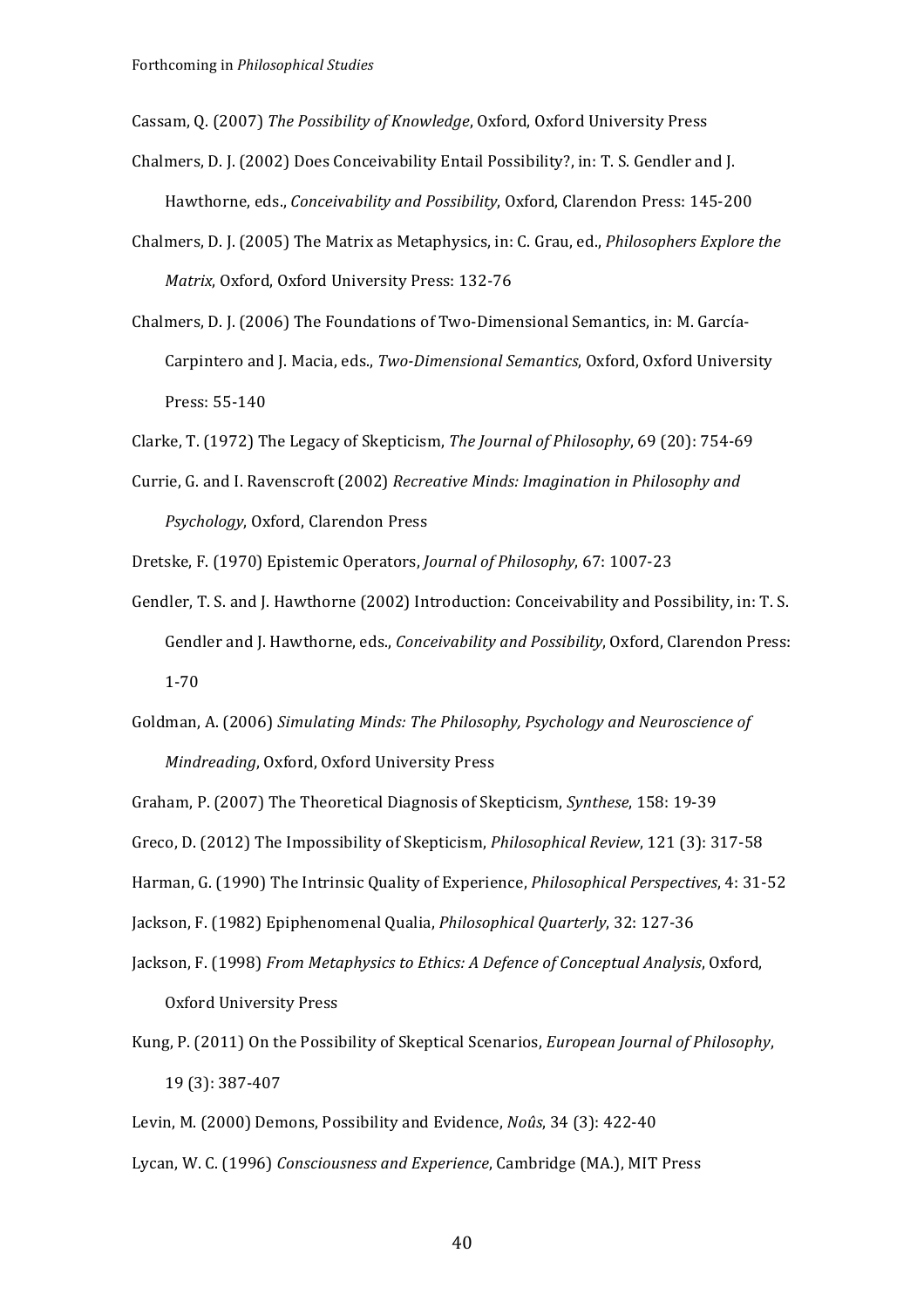Cassam, Q. (2007) *The Possibility of Knowledge*, Oxford, Oxford University Press

Chalmers, D. J. (2002) Does Conceivability Entail Possibility?, in: T. S. Gendler and J. Hawthorne, eds., *Conceivability and Possibility*, Oxford, Clarendon Press: 145-200

Chalmers, D. J. (2005) The Matrix as Metaphysics, in: C. Grau, ed., *Philosophers Explore the Matrix*, Oxford, Oxford University Press: 132-76

Chalmers, D. J. (2006) The Foundations of Two-Dimensional Semantics, in: M. García-Carpintero and J. Macia, eds., *Two-Dimensional Semantics*, Oxford, Oxford University Press: 55-140

Clarke, T. (1972) The Legacy of Skepticism, *The Journal of Philosophy*, 69 (20): 754-69

Currie, G. and I. Ravenscroft (2002) *Recreative Minds: Imagination in Philosophy and Psychology*, Oxford, Clarendon Press

Dretske, F. (1970) Epistemic Operators, *Journal of Philosophy*, 67: 1007-23

Gendler, T. S. and J. Hawthorne (2002) Introduction: Conceivability and Possibility, in: T. S. Gendler and J. Hawthorne, eds., *Conceivability and Possibility*, Oxford, Clarendon Press: 1-70

Goldman, A. (2006) *Simulating Minds: The Philosophy, Psychology and Neuroscience of Mindreading*, Oxford, Oxford University Press

Graham, P. (2007) The Theoretical Diagnosis of Skepticism, *Synthese*, 158: 19-39

Greco, D. (2012) The Impossibility of Skepticism, *Philosophical Review*, 121 (3): 317-58

Harman, G. (1990) The Intrinsic Quality of Experience, *Philosophical Perspectives*, 4: 31-52

Jackson, F. (1982) Epiphenomenal Qualia, *Philosophical Quarterly*, 32: 127-36

Jackson, F. (1998) *From Metaphysics to Ethics: A Defence of Conceptual Analysis*, Oxford, Oxford University Press

Kung, P. (2011) On the Possibility of Skeptical Scenarios, *European Journal of Philosophy*, 19 (3): 387-407

Levin, M. (2000) Demons, Possibility and Evidence, *Noûs*, 34 (3): 422-40

Lycan, W. C. (1996) *Consciousness and Experience*, Cambridge (MA.), MIT Press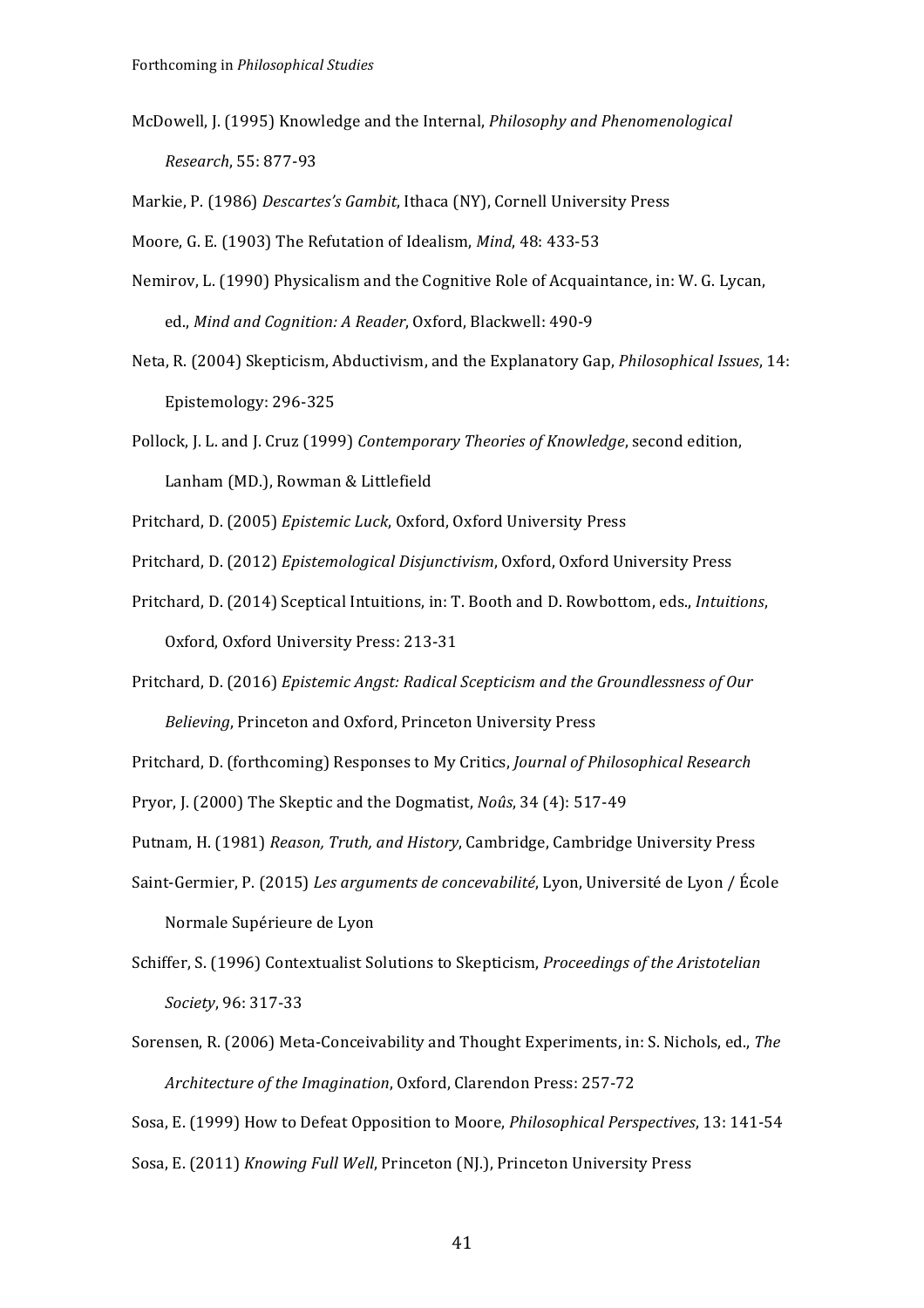McDowell, J. (1995) Knowledge and the Internal, *Philosophy and Phenomenological Research*, 55: 877-93

Markie, P. (1986) *Descartes's Gambit*, Ithaca (NY), Cornell University Press

Moore, G. E. (1903) The Refutation of Idealism, *Mind*, 48: 433-53

Nemirov, L. (1990) Physicalism and the Cognitive Role of Acquaintance, in: W. G. Lycan, ed., *Mind and Cognition: A Reader*, Oxford, Blackwell: 490-9

Neta, R. (2004) Skepticism, Abductivism, and the Explanatory Gap, *Philosophical Issues*, 14: Epistemology: 296-325

Pollock, J. L. and J. Cruz (1999) *Contemporary Theories of Knowledge*, second edition, Lanham (MD.), Rowman & Littlefield

Pritchard, D. (2005) *Epistemic Luck*, Oxford, Oxford University Press

Pritchard, D. (2012) *Epistemological Disjunctivism*, Oxford, Oxford University Press

Pritchard, D. (2014) Sceptical Intuitions, in: T. Booth and D. Rowbottom, eds., *Intuitions*, Oxford, Oxford University Press: 213-31

Pritchard, D. (2016) *Epistemic Angst: Radical Scepticism and the Groundlessness of Our Believing*, Princeton and Oxford, Princeton University Press

Pritchard, D. (forthcoming) Responses to My Critics, *Journal of Philosophical Research*

Pryor, J. (2000) The Skeptic and the Dogmatist, *Noûs*, 34 (4): 517-49

Putnam, H. (1981) *Reason, Truth, and History*, Cambridge, Cambridge University Press

Saint-Germier, P. (2015) *Les arguments de concevabilité*, Lyon, Université de Lyon / École Normale Supérieure de Lyon

Schiffer, S. (1996) Contextualist Solutions to Skepticism, *Proceedings of the Aristotelian Society*, 96: 317-33

Sorensen, R. (2006) Meta-Conceivability and Thought Experiments, in: S. Nichols, ed., *The Architecture of the Imagination*, Oxford, Clarendon Press: 257-72

Sosa, E. (1999) How to Defeat Opposition to Moore, *Philosophical Perspectives*, 13: 141-54

Sosa, E. (2011) *Knowing Full Well*, Princeton (NJ.), Princeton University Press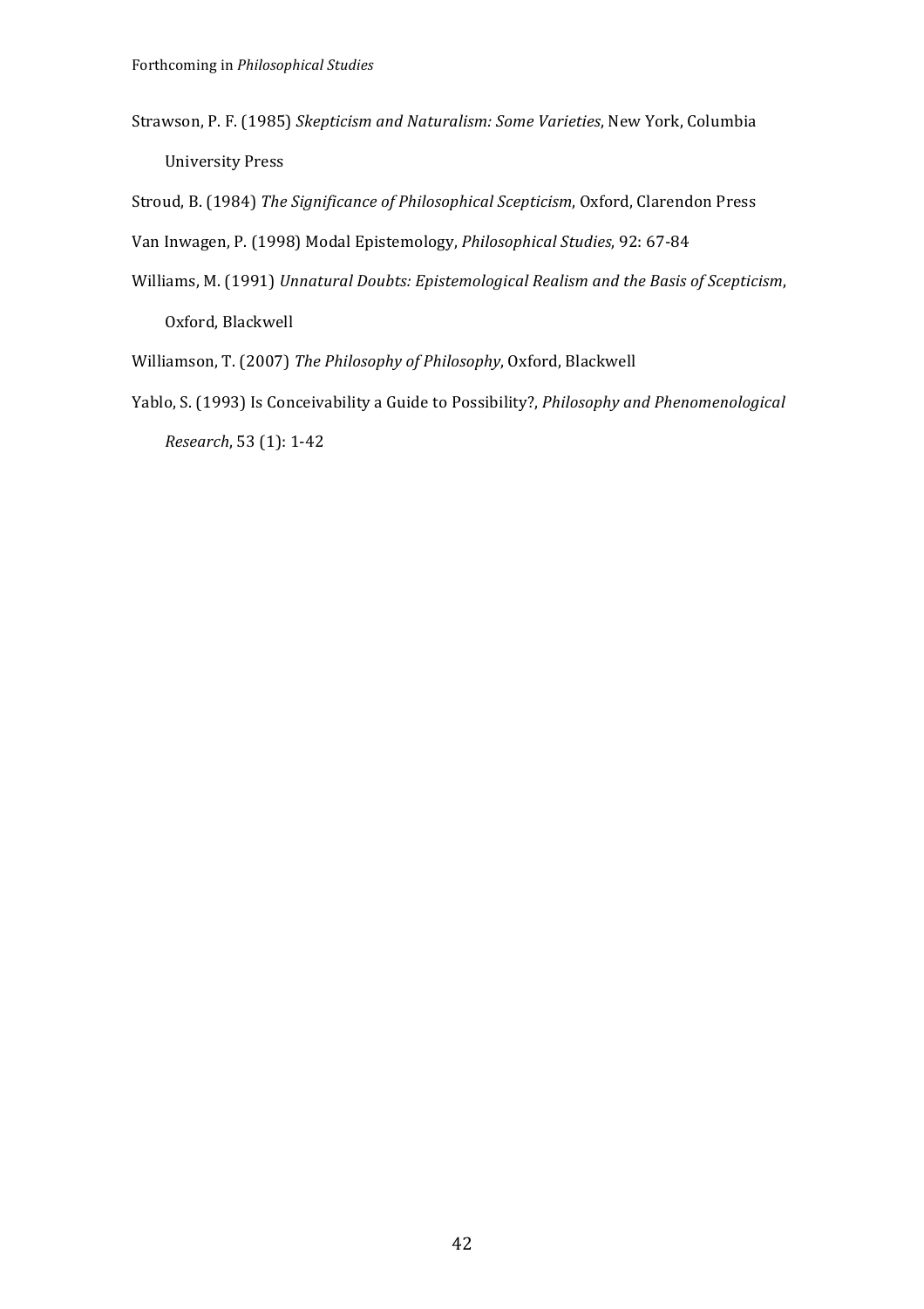Strawson, P. F. (1985) *Skepticism and Naturalism: Some Varieties*, New York, Columbia University Press

Stroud, B. (1984) *The Significance of Philosophical Scepticism*, Oxford, Clarendon Press

Van Inwagen, P. (1998) Modal Epistemology, *Philosophical Studies*, 92: 67-84

Williams, M. (1991) *Unnatural Doubts: Epistemological Realism and the Basis of Scepticism*, Oxford, Blackwell

Williamson, T. (2007) *The Philosophy of Philosophy*, Oxford, Blackwell

Yablo, S. (1993) Is Conceivability a Guide to Possibility?, *Philosophy and Phenomenological Research*, 53 (1): 1-42